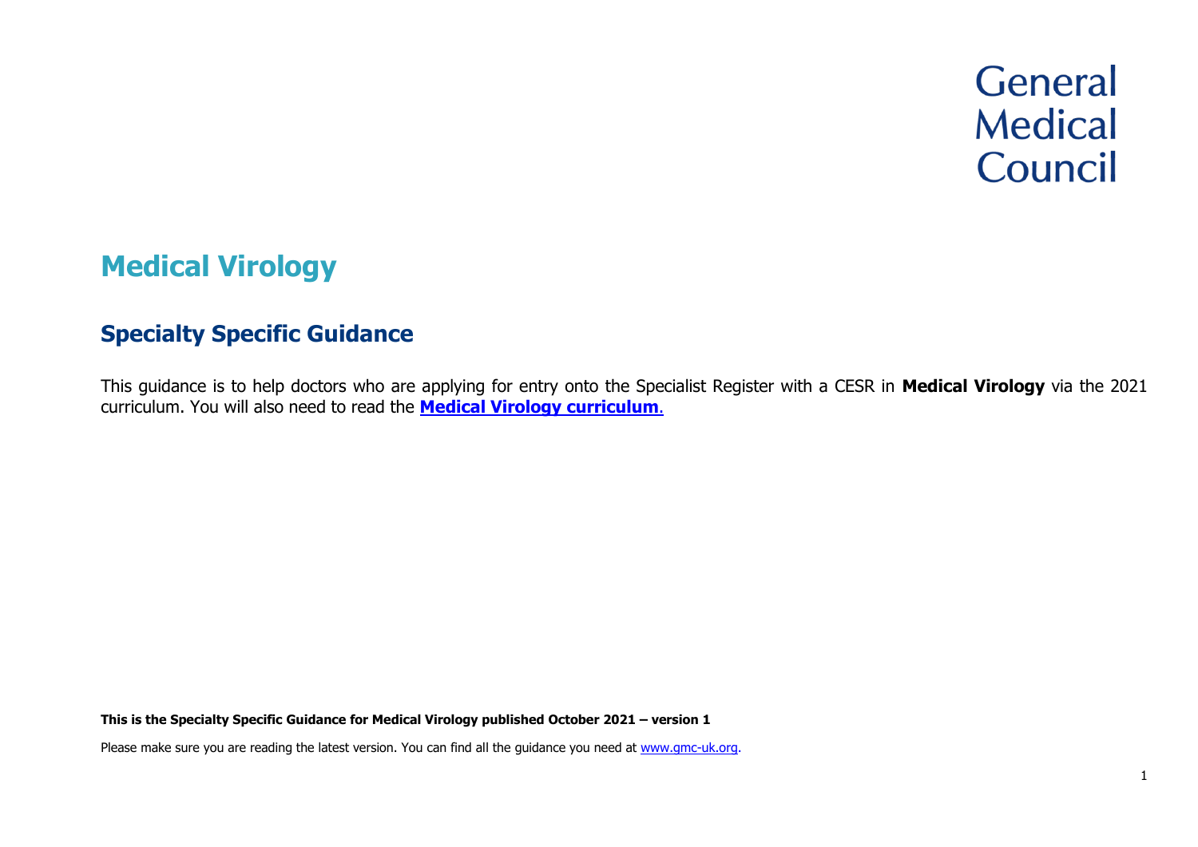General Medical Council

# Medical Virology

## Specialty Specific Guidance

This guidance is to help doctors who are applying for entry onto the Specialist Register with a CESR in **Medical Virology** via the 2021 curriculum. You will also need to read the **[Medical Virology curriculum](#)**.

**This is the Specialty Specific Guidance for Medical Virology published October 2021 – version 1**

Please make sure you are reading the latest version. You can find all the guidance you need at [www.gmc-uk.org](http://www.gmc-uk.org).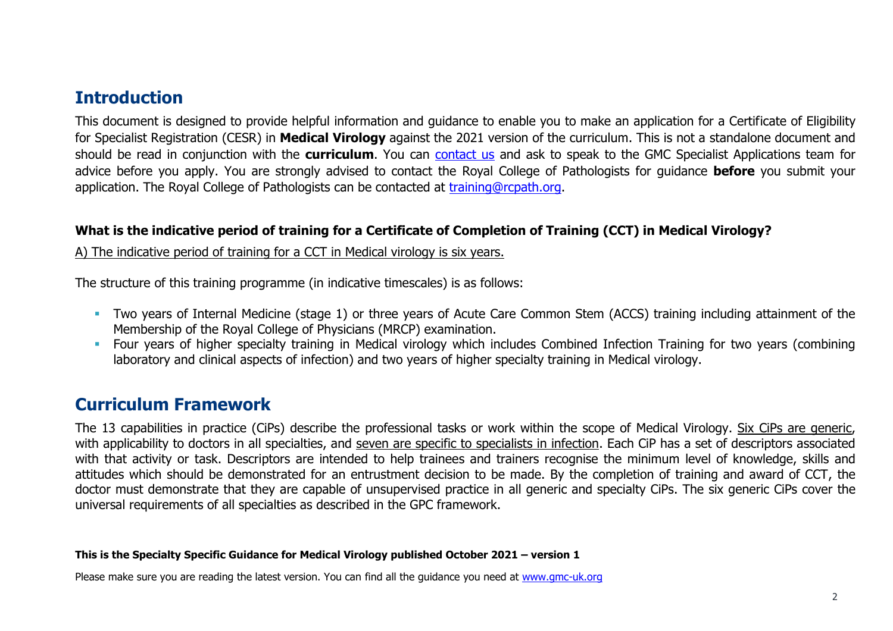## Introduction

This document is designed to provide helpful information and guidance to enable you to make an application for a Certificate of Eligibility for Specialist Registration (CESR) in **Medical Virology** against the 2021 version of the curriculum. This is not a standalone document and should be read in conjunction with the **curriculum**. You can contact us and ask to speak to the GMC Specialist Applications team for advice before you apply. You are strongly advised to contact the Royal College of Pathologists for guidance **before** you submit your application. The Royal College of Pathologists can be contacted at training@rcpath.org.

**What is the indicative period of training for a Certificate of Completion of Training (CCT) in Medical Virology?**

A) The indicative period of training for a CCT in Medical virology is six years.

The structure of this training programme (in indicative timescales) is as follows:

- Two years of Internal Medicine (stage 1) or three years of Acute Care Common Stem (ACCS) training including attainment of the Membership of the Royal College of Physicians (MRCP) examination.
- Four years of higher specialty training in Medical virology which includes Combined Infection Training for two years (combining laboratory and clinical aspects of infection) and two years of higher specialty training in Medical virology.

## Curriculum Framework

The 13 capabilities in practice (CiPs) describe the professional tasks or work within the scope of Medical Virology. Six CiPs are generic, with applicability to doctors in all specialties, and seven are specific to specialists in infection. Each CiP has a set of descriptors associated with that activity or task. Descriptors are intended to help trainees and trainers recognise the minimum level of knowledge, skills and attitudes which should be demonstrated for an entrustment decision to be made. By the completion of training and award of CCT, the doctor must demonstrate that they are capable of unsupervised practice in all generic and specialty CiPs. The six generic CiPs cover the universal requirements of all specialties as described in the GPC framework.

**This is the Specialty Specific Guidance for Medical Virology published October 2021 – version 1**

Please make sure you are reading the latest version. You can find all the guidance you need at www.gmc-uk.org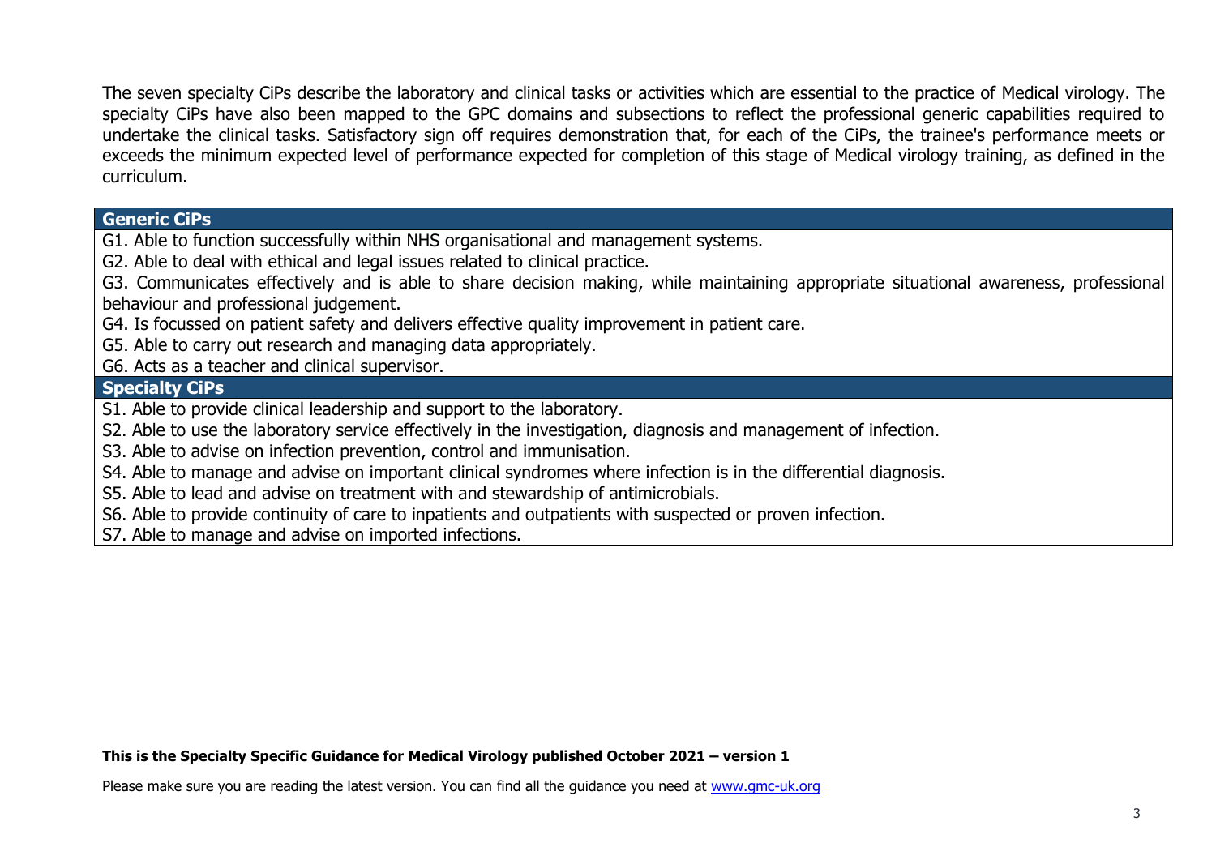The seven specialty CiPs describe the laboratory and clinical tasks or activities which are essential to the practice of Medical virology. The specialty CiPs have also been mapped to the GPC domains and subsections to reflect the professional generic capabilities required to undertake the clinical tasks. Satisfactory sign off requires demonstration that, for each of the CiPs, the trainee's performance meets or exceeds the minimum expected level of performance expected for completion of this stage of Medical virology training, as defined in the curriculum.

| **Generic CiPs** |
| --- |
| G1. Able to function successfully within NHS organisational and management systems. |
| G2. Able to deal with ethical and legal issues related to clinical practice. |
| G3. Communicates effectively and is able to share decision making, while maintaining appropriate situational awareness, professional behaviour and professional judgement. |
| G4. Is focussed on patient safety and delivers effective quality improvement in patient care. |
| G5. Able to carry out research and managing data appropriately. |
| G6. Acts as a teacher and clinical supervisor. |
| **Specialty CiPs** |
| S1. Able to provide clinical leadership and support to the laboratory. |
| S2. Able to use the laboratory service effectively in the investigation, diagnosis and management of infection. |
| S3. Able to advise on infection prevention, control and immunisation. |
| S4. Able to manage and advise on important clinical syndromes where infection is in the differential diagnosis. |
| S5. Able to lead and advise on treatment with and stewardship of antimicrobials. |
| S6. Able to provide continuity of care to inpatients and outpatients with suspected or proven infection. |
| S7. Able to manage and advise on imported infections. |

**This is the Specialty Specific Guidance for Medical Virology published October 2021 – version 1**

Please make sure you are reading the latest version. You can find all the guidance you need at [www.gmc-uk.org](http://www.gmc-uk.org)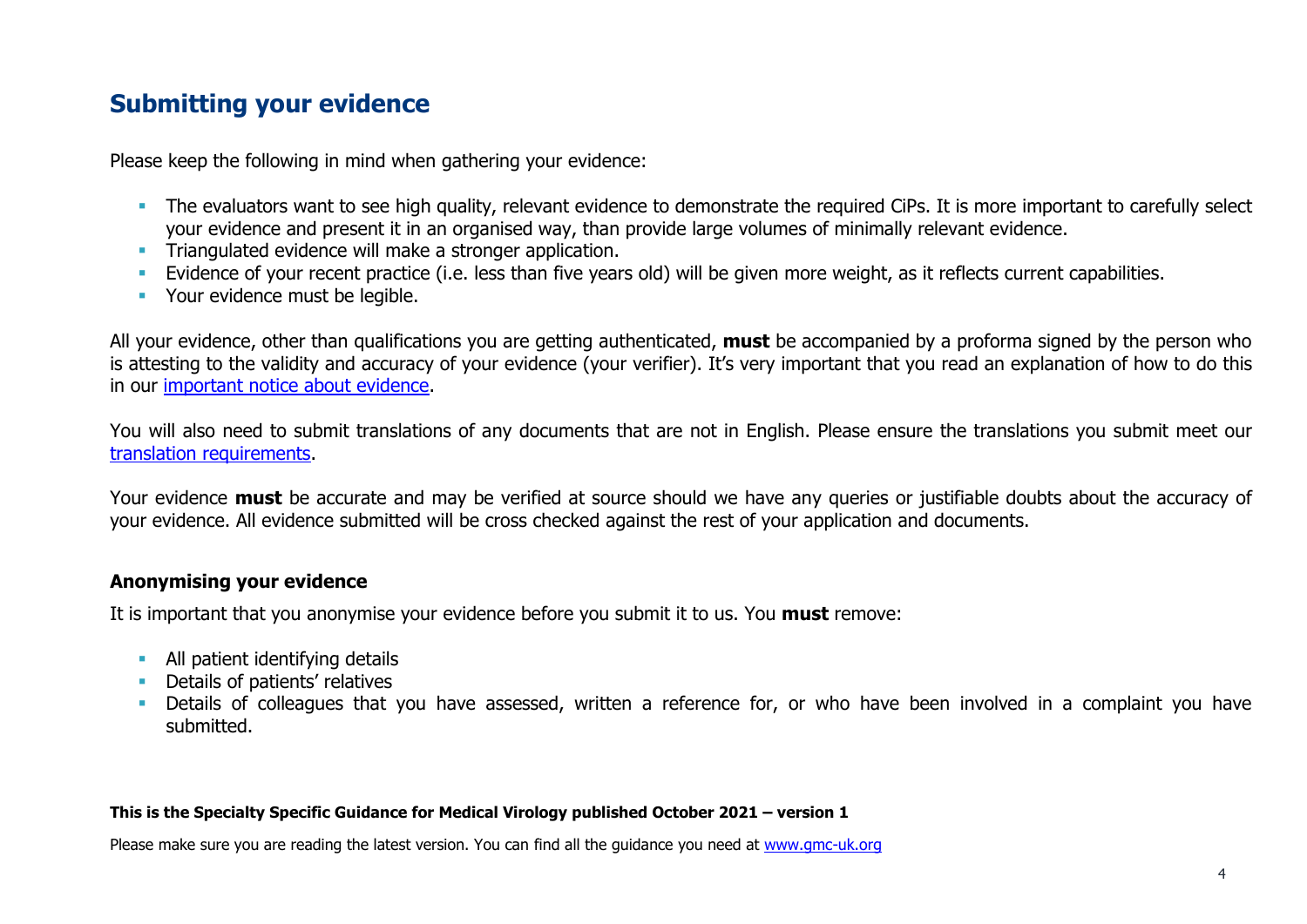## Submitting your evidence

Please keep the following in mind when gathering your evidence:

- The evaluators want to see high quality, relevant evidence to demonstrate the required CiPs. It is more important to carefully select your evidence and present it in an organised way, than provide large volumes of minimally relevant evidence.
- Triangulated evidence will make a stronger application.
- Evidence of your recent practice (i.e. less than five years old) will be given more weight, as it reflects current capabilities.
- Your evidence must be legible.

All your evidence, other than qualifications you are getting authenticated, **must** be accompanied by a proforma signed by the person who is attesting to the validity and accuracy of your evidence (your verifier). It's very important that you read an explanation of how to do this in our important notice about evidence.

You will also need to submit translations of any documents that are not in English. Please ensure the translations you submit meet our translation requirements.

Your evidence **must** be accurate and may be verified at source should we have any queries or justifiable doubts about the accuracy of your evidence. All evidence submitted will be cross checked against the rest of your application and documents.

### Anonymising your evidence

It is important that you anonymise your evidence before you submit it to us. You **must** remove:

- All patient identifying details
- Details of patients' relatives
- Details of colleagues that you have assessed, written a reference for, or who have been involved in a complaint you have submitted.

**This is the Specialty Specific Guidance for Medical Virology published October 2021 – version 1**

Please make sure you are reading the latest version. You can find all the guidance you need at www.gmc-uk.org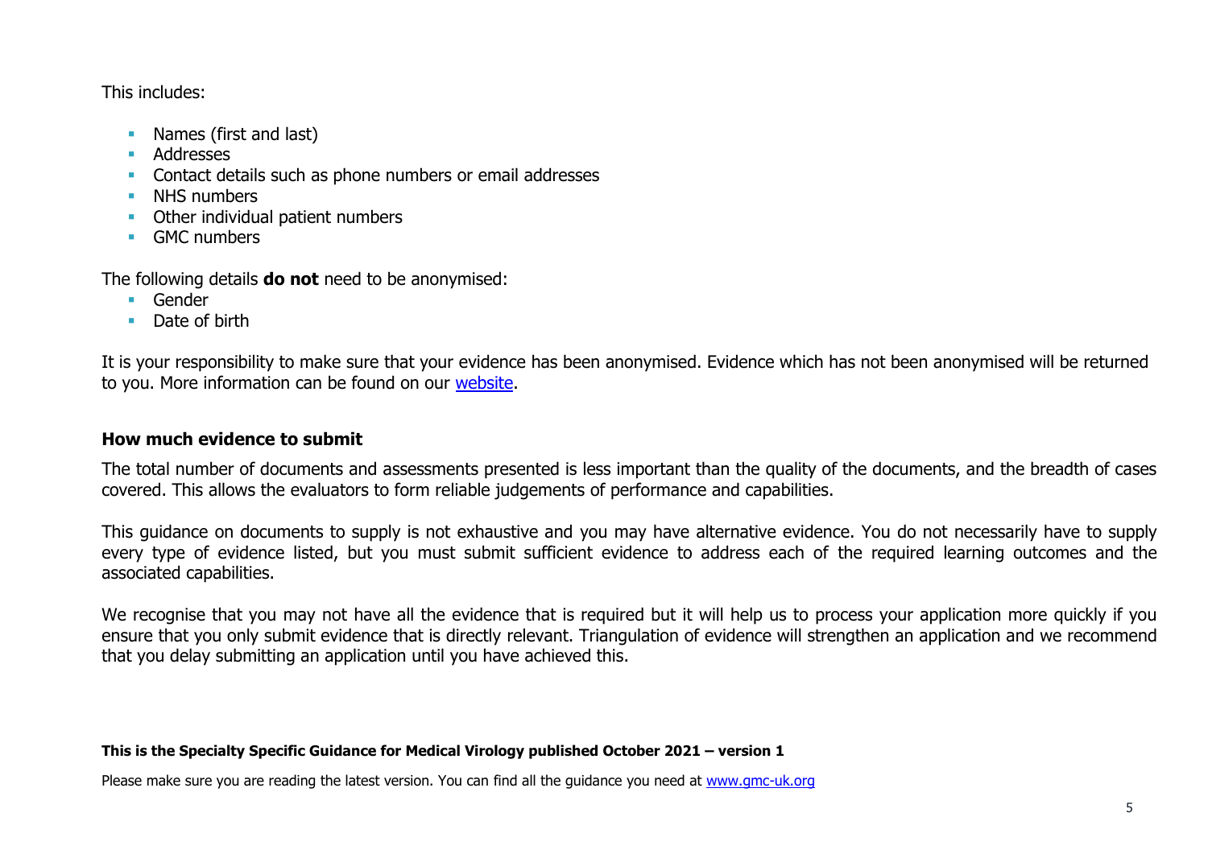This includes:

- Names (first and last)
- Addresses
- Contact details such as phone numbers or email addresses
- NHS numbers
- Other individual patient numbers
- GMC numbers

The following details **do not** need to be anonymised:

- Gender
- Date of birth

It is your responsibility to make sure that your evidence has been anonymised. Evidence which has not been anonymised will be returned to you. More information can be found on our [website](website).

### How much evidence to submit

The total number of documents and assessments presented is less important than the quality of the documents, and the breadth of cases covered. This allows the evaluators to form reliable judgements of performance and capabilities.

This guidance on documents to supply is not exhaustive and you may have alternative evidence. You do not necessarily have to supply every type of evidence listed, but you must submit sufficient evidence to address each of the required learning outcomes and the associated capabilities.

We recognise that you may not have all the evidence that is required but it will help us to process your application more quickly if you ensure that you only submit evidence that is directly relevant. Triangulation of evidence will strengthen an application and we recommend that you delay submitting an application until you have achieved this.

**This is the Specialty Specific Guidance for Medical Virology published October 2021 – version 1**

Please make sure you are reading the latest version. You can find all the guidance you need at [www.gmc-uk.org](www.gmc-uk.org)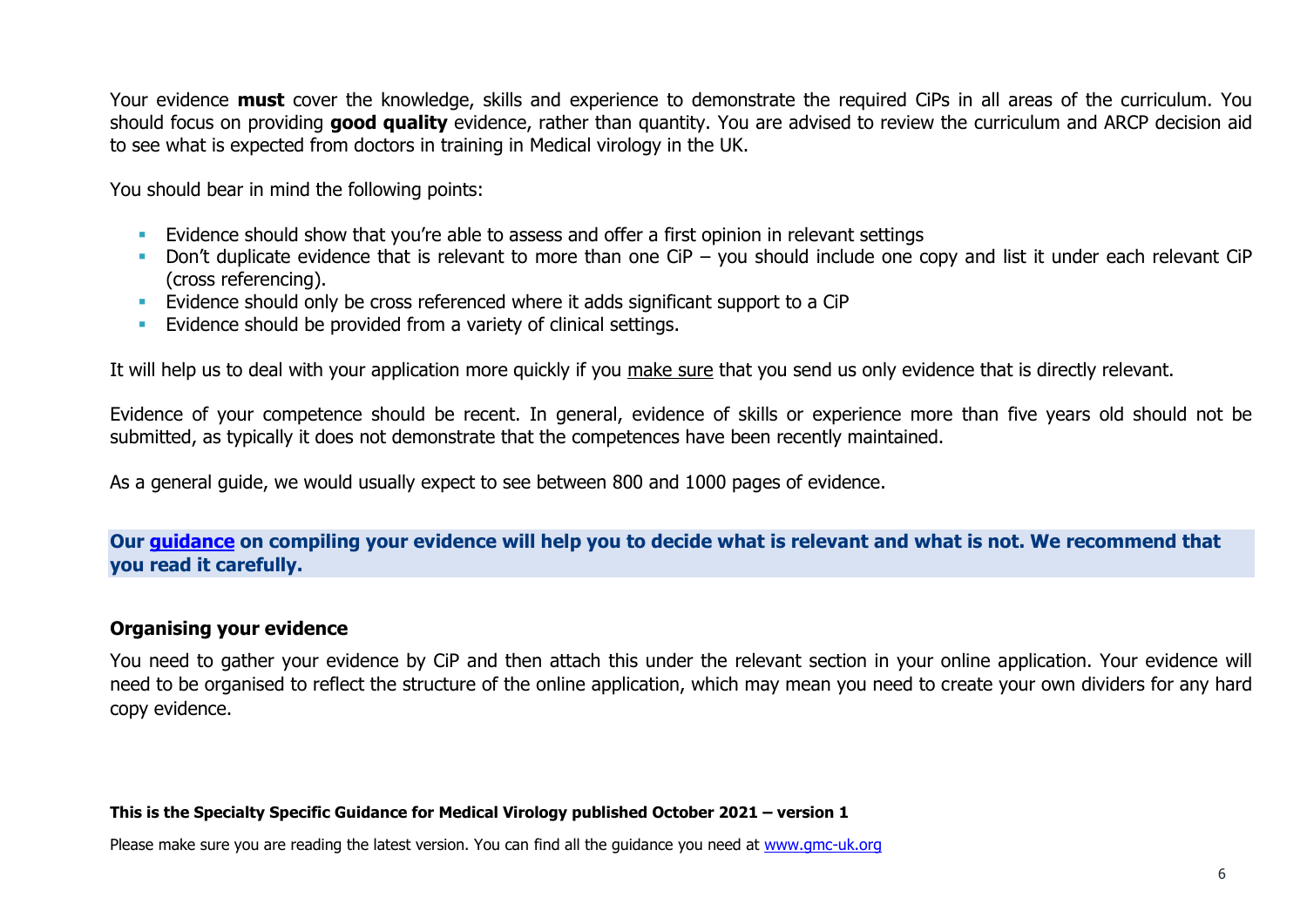Your evidence **must** cover the knowledge, skills and experience to demonstrate the required CiPs in all areas of the curriculum. You should focus on providing **good quality** evidence, rather than quantity. You are advised to review the curriculum and ARCP decision aid to see what is expected from doctors in training in Medical virology in the UK.

You should bear in mind the following points:

- Evidence should show that you're able to assess and offer a first opinion in relevant settings
- Don't duplicate evidence that is relevant to more than one CiP – you should include one copy and list it under each relevant CiP (cross referencing).
- Evidence should only be cross referenced where it adds significant support to a CiP
- Evidence should be provided from a variety of clinical settings.

It will help us to deal with your application more quickly if you make sure that you send us only evidence that is directly relevant.

Evidence of your competence should be recent. In general, evidence of skills or experience more than five years old should not be submitted, as typically it does not demonstrate that the competences have been recently maintained.

As a general guide, we would usually expect to see between 800 and 1000 pages of evidence.

**Our guidance on compiling your evidence will help you to decide what is relevant and what is not. We recommend that you read it carefully.**

## Organising your evidence

You need to gather your evidence by CiP and then attach this under the relevant section in your online application. Your evidence will need to be organised to reflect the structure of the online application, which may mean you need to create your own dividers for any hard copy evidence.

**This is the Specialty Specific Guidance for Medical Virology published October 2021 – version 1**

Please make sure you are reading the latest version. You can find all the guidance you need at www.gmc-uk.org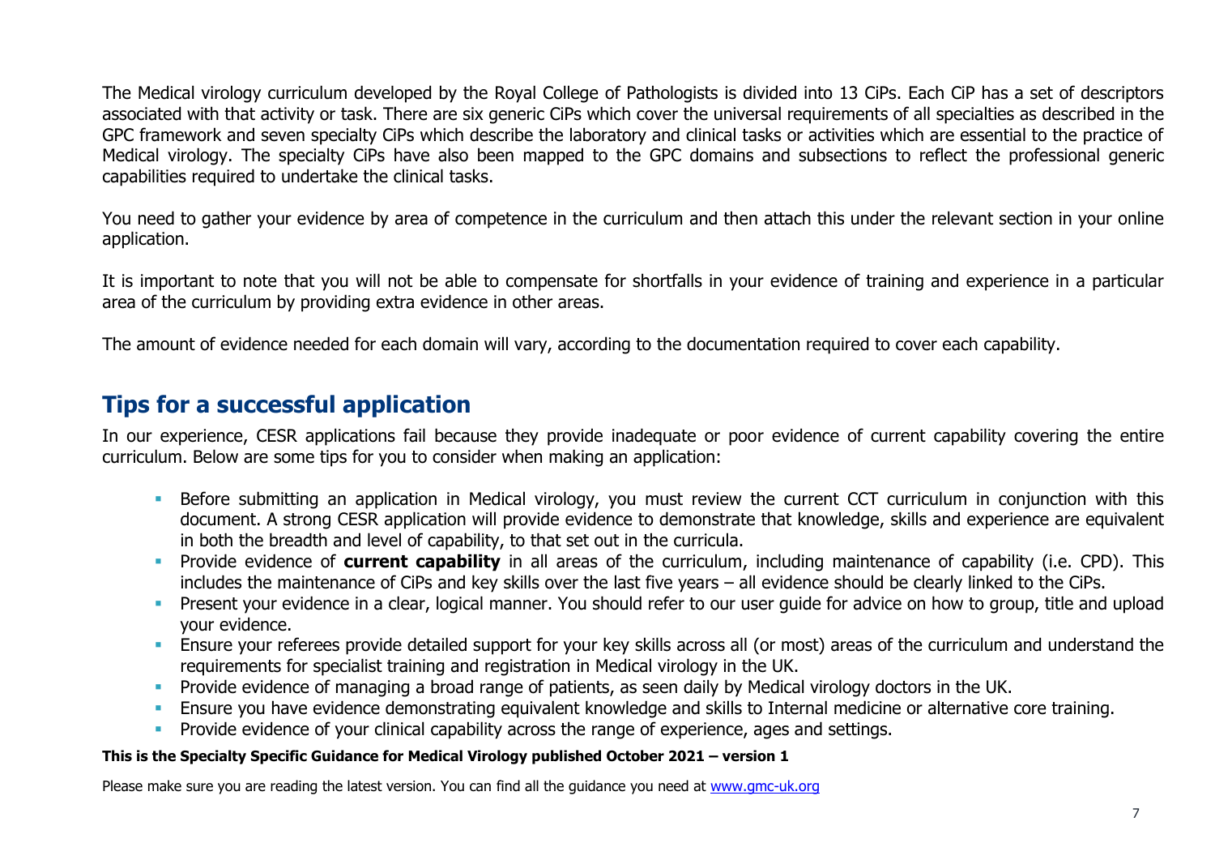The Medical virology curriculum developed by the Royal College of Pathologists is divided into 13 CiPs. Each CiP has a set of descriptors associated with that activity or task. There are six generic CiPs which cover the universal requirements of all specialties as described in the GPC framework and seven specialty CiPs which describe the laboratory and clinical tasks or activities which are essential to the practice of Medical virology. The specialty CiPs have also been mapped to the GPC domains and subsections to reflect the professional generic capabilities required to undertake the clinical tasks.

You need to gather your evidence by area of competence in the curriculum and then attach this under the relevant section in your online application.

It is important to note that you will not be able to compensate for shortfalls in your evidence of training and experience in a particular area of the curriculum by providing extra evidence in other areas.

The amount of evidence needed for each domain will vary, according to the documentation required to cover each capability.

## Tips for a successful application

In our experience, CESR applications fail because they provide inadequate or poor evidence of current capability covering the entire curriculum. Below are some tips for you to consider when making an application:

- Before submitting an application in Medical virology, you must review the current CCT curriculum in conjunction with this document. A strong CESR application will provide evidence to demonstrate that knowledge, skills and experience are equivalent in both the breadth and level of capability, to that set out in the curricula.
- Provide evidence of **current capability** in all areas of the curriculum, including maintenance of capability (i.e. CPD). This includes the maintenance of CiPs and key skills over the last five years – all evidence should be clearly linked to the CiPs.
- Present your evidence in a clear, logical manner. You should refer to our user guide for advice on how to group, title and upload your evidence.
- Ensure your referees provide detailed support for your key skills across all (or most) areas of the curriculum and understand the requirements for specialist training and registration in Medical virology in the UK.
- Provide evidence of managing a broad range of patients, as seen daily by Medical virology doctors in the UK.
- Ensure you have evidence demonstrating equivalent knowledge and skills to Internal medicine or alternative core training.
- Provide evidence of your clinical capability across the range of experience, ages and settings.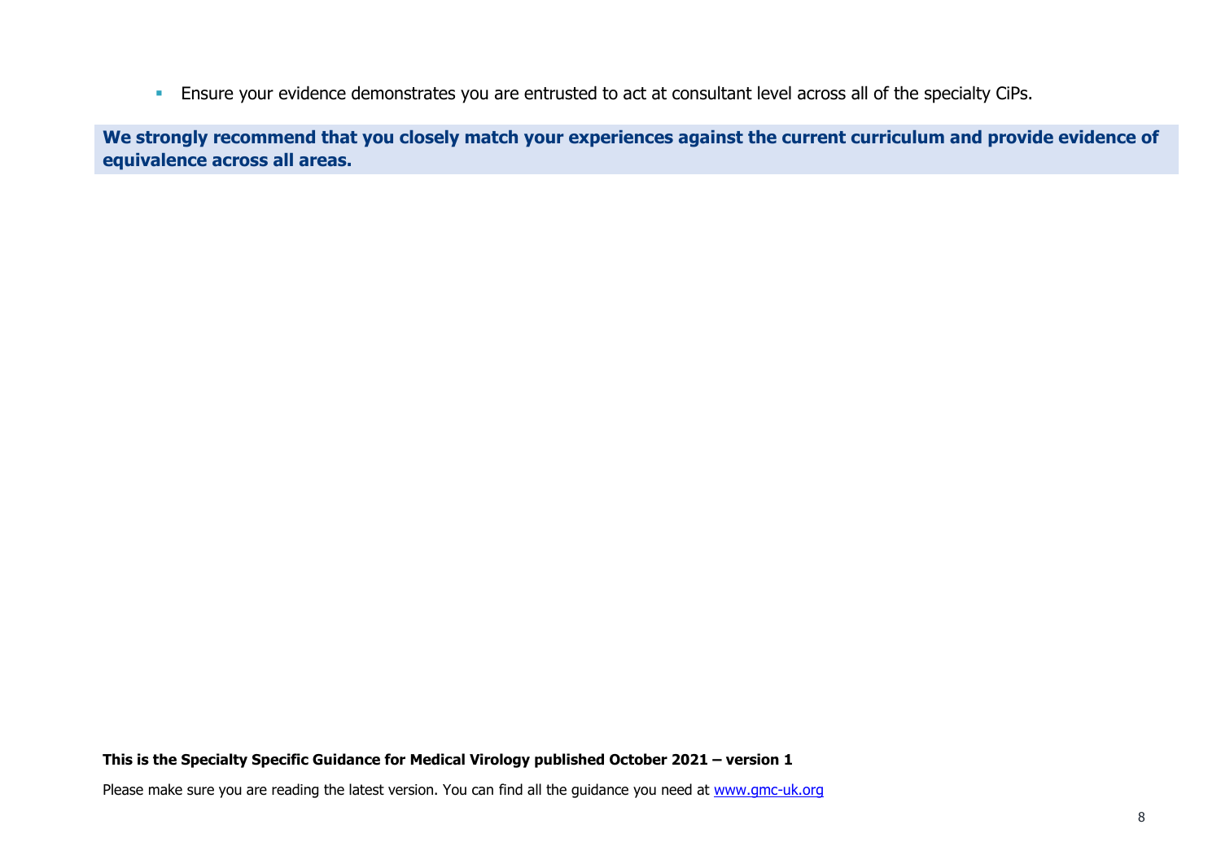- Ensure your evidence demonstrates you are entrusted to act at consultant level across all of the specialty CiPs.

**We strongly recommend that you closely match your experiences against the current curriculum and provide evidence of equivalence across all areas.**

**This is the Specialty Specific Guidance for Medical Virology published October 2021 – version 1**

Please make sure you are reading the latest version. You can find all the guidance you need at [www.gmc-uk.org](www.gmc-uk.org)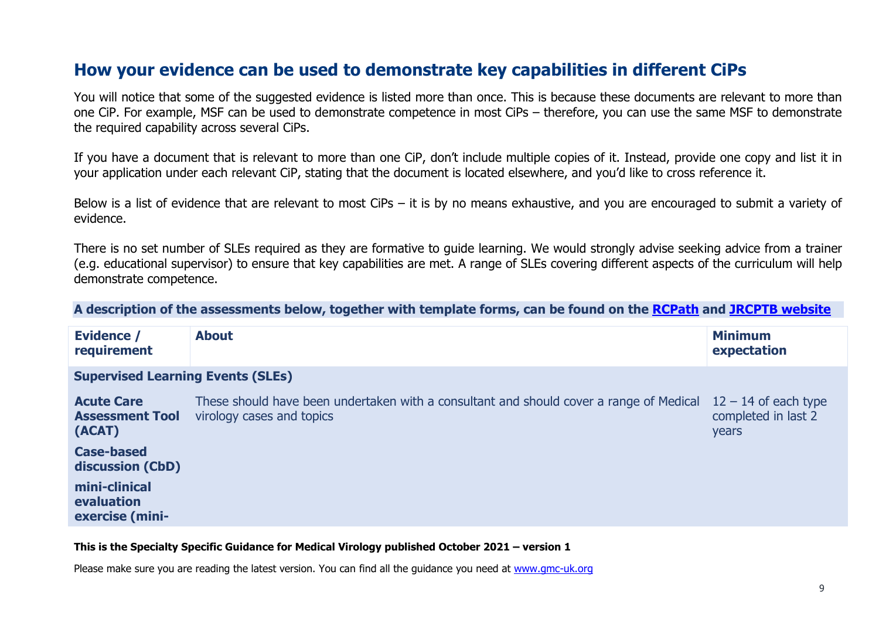## How your evidence can be used to demonstrate key capabilities in different CiPs

You will notice that some of the suggested evidence is listed more than once. This is because these documents are relevant to more than one CiP. For example, MSF can be used to demonstrate competence in most CiPs – therefore, you can use the same MSF to demonstrate the required capability across several CiPs.

If you have a document that is relevant to more than one CiP, don't include multiple copies of it. Instead, provide one copy and list it in your application under each relevant CiP, stating that the document is located elsewhere, and you'd like to cross reference it.

Below is a list of evidence that are relevant to most CiPs – it is by no means exhaustive, and you are encouraged to submit a variety of evidence.

There is no set number of SLEs required as they are formative to guide learning. We would strongly advise seeking advice from a trainer (e.g. educational supervisor) to ensure that key capabilities are met. A range of SLEs covering different aspects of the curriculum will help demonstrate competence.

**A description of the assessments below, together with template forms, can be found on the [RCPath] and [JRCPTB website]**

| Evidence / requirement | About | Minimum expectation |
|---|---|---|
| **Supervised Learning Events (SLEs)** | | |
| **Acute Care Assessment Tool (ACAT)**<br>**Case-based discussion (CbD)**<br>**mini-clinical evaluation exercise (mini-** | These should have been undertaken with a consultant and should cover a range of Medical virology cases and topics | 12 – 14 of each type completed in last 2 years |

**This is the Specialty Specific Guidance for Medical Virology published October 2021 – version 1**

Please make sure you are reading the latest version. You can find all the guidance you need at www.gmc-uk.org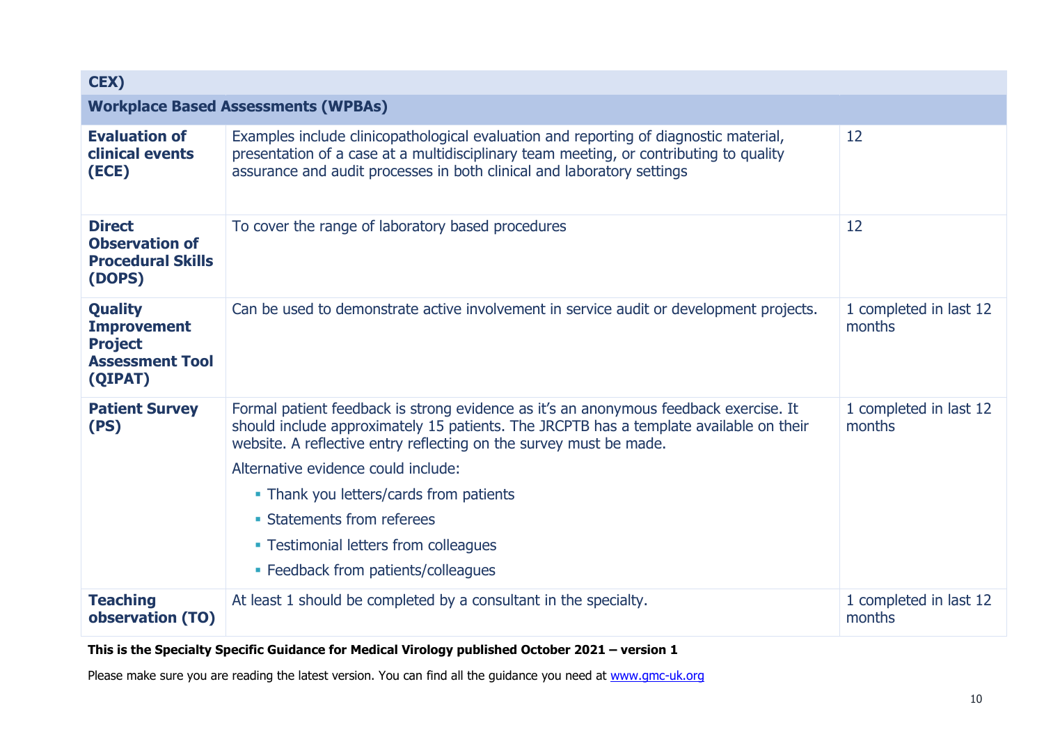| CEX) | | |
|---|---|---|
| **Workplace Based Assessments (WPBAs)** | | |
| **Evaluation of clinical events (ECE)** | Examples include clinicopathological evaluation and reporting of diagnostic material, presentation of a case at a multidisciplinary team meeting, or contributing to quality assurance and audit processes in both clinical and laboratory settings | 12 |
| **Direct Observation of Procedural Skills (DOPS)** | To cover the range of laboratory based procedures | 12 |
| **Quality Improvement Project Assessment Tool (QIPAT)** | Can be used to demonstrate active involvement in service audit or development projects. | 1 completed in last 12 months |
| **Patient Survey (PS)** | Formal patient feedback is strong evidence as it's an anonymous feedback exercise. It should include approximately 15 patients. The JRCPTB has a template available on their website. A reflective entry reflecting on the survey must be made.<br><br>Alternative evidence could include:<br>- Thank you letters/cards from patients<br>- Statements from referees<br>- Testimonial letters from colleagues<br>- Feedback from patients/colleagues | 1 completed in last 12 months |
| **Teaching observation (TO)** | At least 1 should be completed by a consultant in the specialty. | 1 completed in last 12 months |

**This is the Specialty Specific Guidance for Medical Virology published October 2021 – version 1**

Please make sure you are reading the latest version. You can find all the guidance you need at [www.gmc-uk.org](http://www.gmc-uk.org)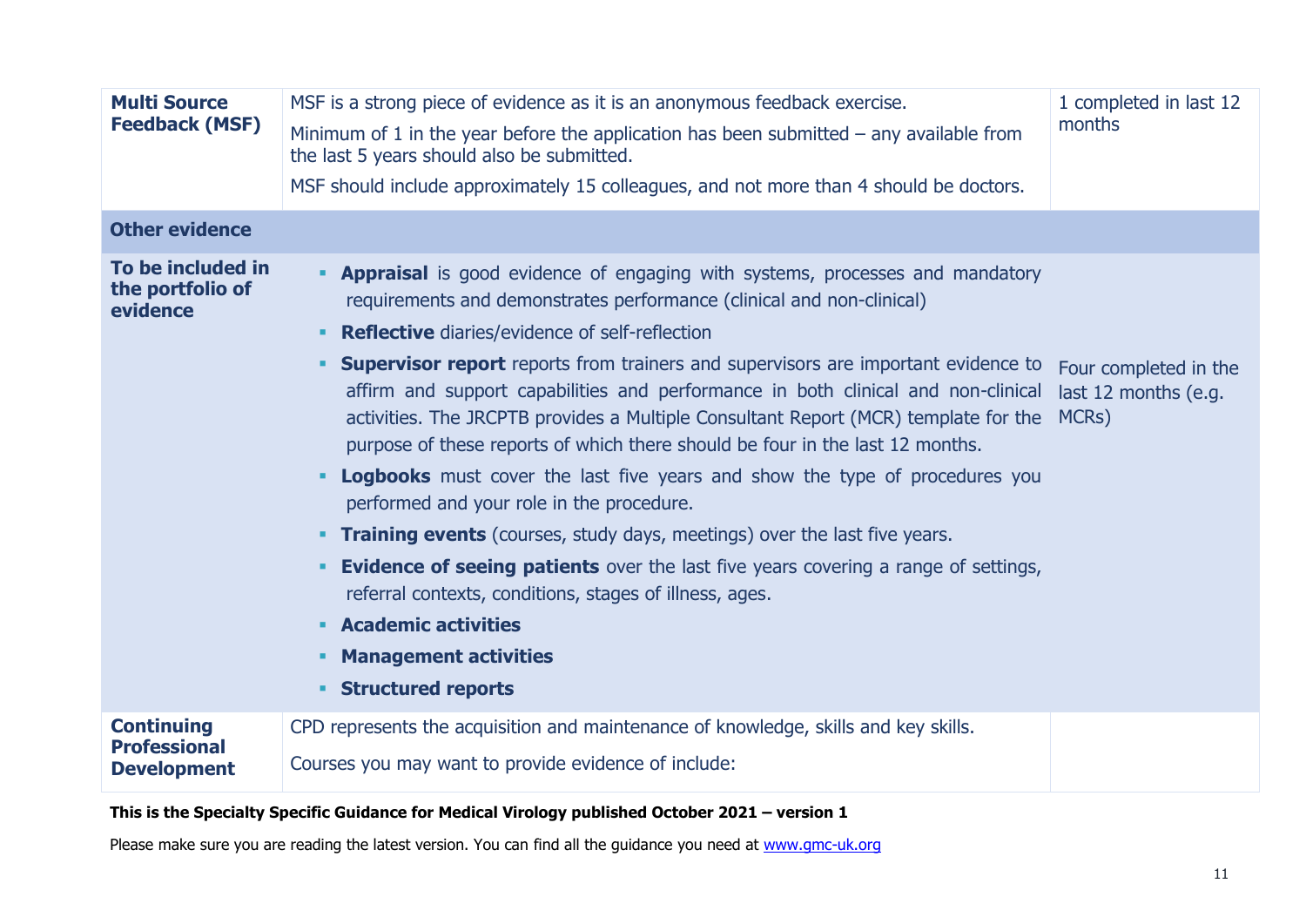| | | |
|---|---|---|
| **Multi Source Feedback (MSF)** | MSF is a strong piece of evidence as it is an anonymous feedback exercise.<br><br>Minimum of 1 in the year before the application has been submitted – any available from the last 5 years should also be submitted.<br><br>MSF should include approximately 15 colleagues, and not more than 4 should be doctors. | 1 completed in last 12 months |
| **Other evidence** | | |
| **To be included in the portfolio of evidence** | - **Appraisal** is good evidence of engaging with systems, processes and mandatory requirements and demonstrates performance (clinical and non-clinical)<br>- **Reflective** diaries/evidence of self-reflection<br>- **Supervisor report** reports from trainers and supervisors are important evidence to affirm and support capabilities and performance in both clinical and non-clinical activities. The JRCPTB provides a Multiple Consultant Report (MCR) template for the purpose of these reports of which there should be four in the last 12 months.<br>- **Logbooks** must cover the last five years and show the type of procedures you performed and your role in the procedure.<br>- **Training events** (courses, study days, meetings) over the last five years.<br>- **Evidence of seeing patients** over the last five years covering a range of settings, referral contexts, conditions, stages of illness, ages.<br>- **Academic activities**<br>- **Management activities**<br>- **Structured reports** | Four completed in the last 12 months (e.g. MCRs) |
| **Continuing Professional Development** | CPD represents the acquisition and maintenance of knowledge, skills and key skills.<br><br>Courses you may want to provide evidence of include: | |

**This is the Specialty Specific Guidance for Medical Virology published October 2021 – version 1**

Please make sure you are reading the latest version. You can find all the guidance you need at [www.gmc-uk.org](www.gmc-uk.org)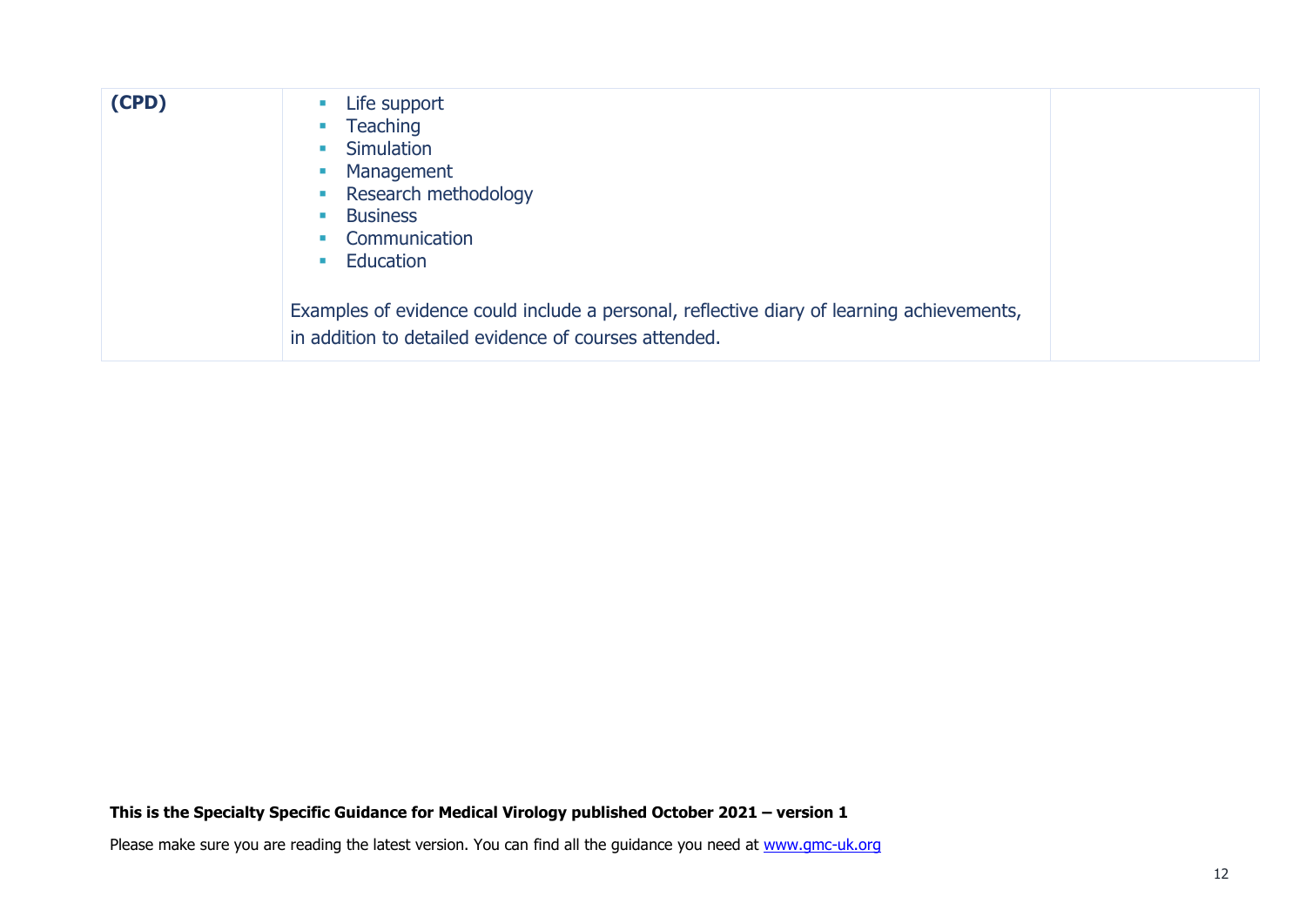| | | |
|---|---|---|
| **(CPD)** | ▪ Life support<br>▪ Teaching<br>▪ Simulation<br>▪ Management<br>▪ Research methodology<br>▪ Business<br>▪ Communication<br>▪ Education<br><br>Examples of evidence could include a personal, reflective diary of learning achievements, in addition to detailed evidence of courses attended. | |

**This is the Specialty Specific Guidance for Medical Virology published October 2021 – version 1**

Please make sure you are reading the latest version. You can find all the guidance you need at www.gmc-uk.org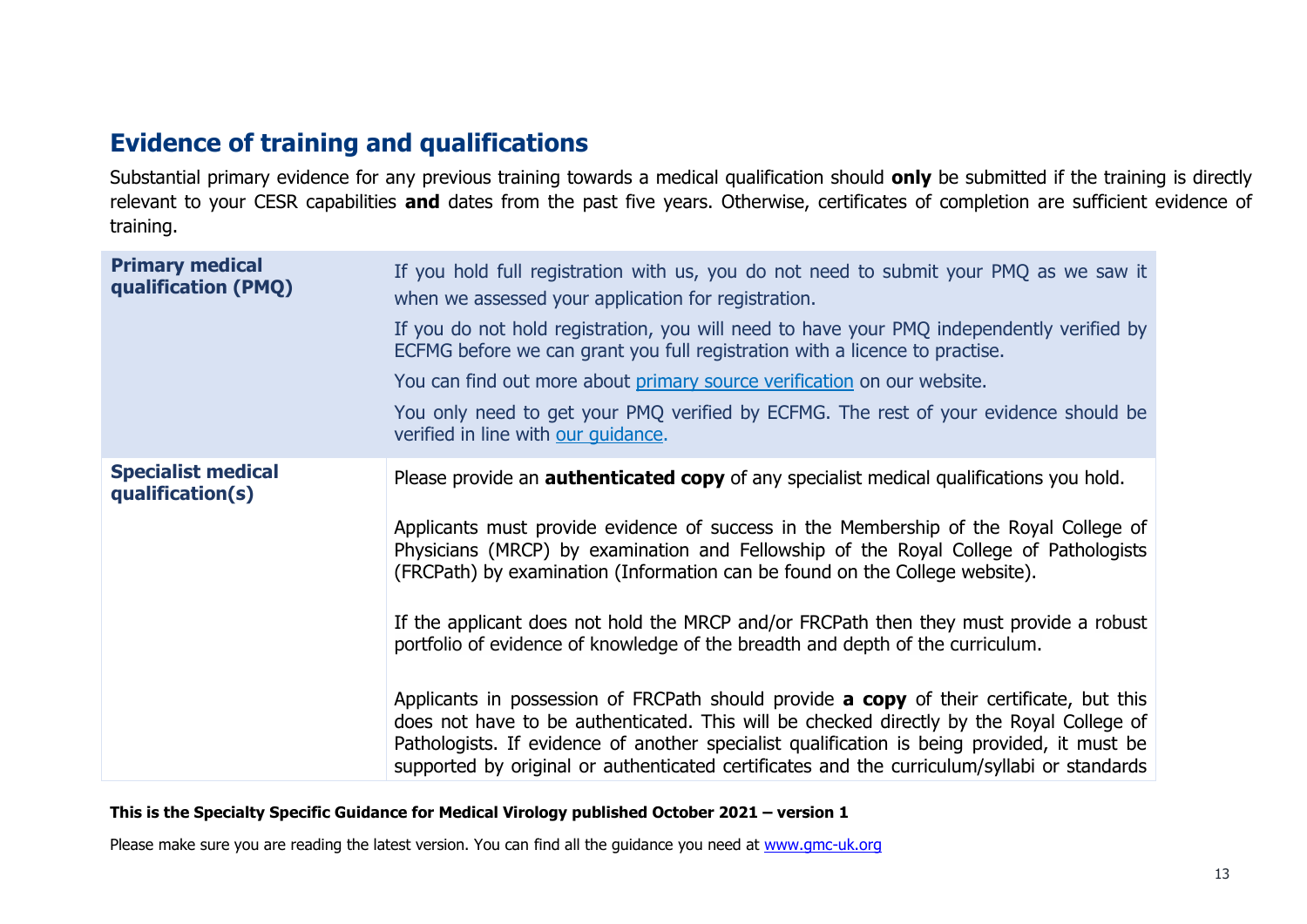## Evidence of training and qualifications

Substantial primary evidence for any previous training towards a medical qualification should **only** be submitted if the training is directly relevant to your CESR capabilities **and** dates from the past five years. Otherwise, certificates of completion are sufficient evidence of training.

| | |
|---|---|
| **Primary medical qualification (PMQ)** | If you hold full registration with us, you do not need to submit your PMQ as we saw it when we assessed your application for registration.<br><br>If you do not hold registration, you will need to have your PMQ independently verified by ECFMG before we can grant you full registration with a licence to practise.<br><br>You can find out more about primary source verification on our website.<br><br>You only need to get your PMQ verified by ECFMG. The rest of your evidence should be verified in line with our guidance. |
| **Specialist medical qualification(s)** | Please provide an **authenticated copy** of any specialist medical qualifications you hold.<br><br>Applicants must provide evidence of success in the Membership of the Royal College of Physicians (MRCP) by examination and Fellowship of the Royal College of Pathologists (FRCPath) by examination (Information can be found on the College website).<br><br>If the applicant does not hold the MRCP and/or FRCPath then they must provide a robust portfolio of evidence of knowledge of the breadth and depth of the curriculum.<br><br>Applicants in possession of FRCPath should provide **a copy** of their certificate, but this does not have to be authenticated. This will be checked directly by the Royal College of Pathologists. If evidence of another specialist qualification is being provided, it must be supported by original or authenticated certificates and the curriculum/syllabi or standards |

**This is the Specialty Specific Guidance for Medical Virology published October 2021 – version 1**

Please make sure you are reading the latest version. You can find all the guidance you need at www.gmc-uk.org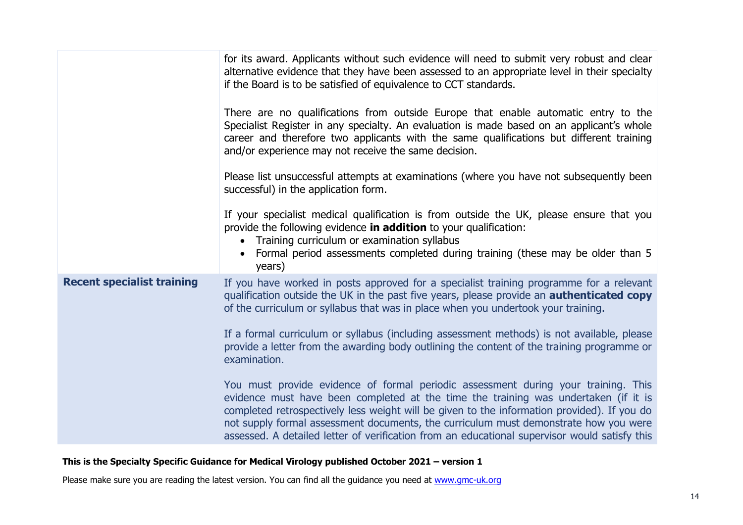| | |
|---|---|
| | for its award. Applicants without such evidence will need to submit very robust and clear alternative evidence that they have been assessed to an appropriate level in their specialty if the Board is to be satisfied of equivalence to CCT standards.<br><br>There are no qualifications from outside Europe that enable automatic entry to the Specialist Register in any specialty. An evaluation is made based on an applicant's whole career and therefore two applicants with the same qualifications but different training and/or experience may not receive the same decision.<br><br>Please list unsuccessful attempts at examinations (where you have not subsequently been successful) in the application form.<br><br>If your specialist medical qualification is from outside the UK, please ensure that you provide the following evidence **in addition** to your qualification:<br>• Training curriculum or examination syllabus<br>• Formal period assessments completed during training (these may be older than 5 years) |
| **Recent specialist training** | If you have worked in posts approved for a specialist training programme for a relevant qualification outside the UK in the past five years, please provide an **authenticated copy** of the curriculum or syllabus that was in place when you undertook your training.<br><br>If a formal curriculum or syllabus (including assessment methods) is not available, please provide a letter from the awarding body outlining the content of the training programme or examination.<br><br>You must provide evidence of formal periodic assessment during your training. This evidence must have been completed at the time the training was undertaken (if it is completed retrospectively less weight will be given to the information provided). If you do not supply formal assessment documents, the curriculum must demonstrate how you were assessed. A detailed letter of verification from an educational supervisor would satisfy this |

**This is the Specialty Specific Guidance for Medical Virology published October 2021 – version 1**

Please make sure you are reading the latest version. You can find all the guidance you need at [www.gmc-uk.org](http://www.gmc-uk.org)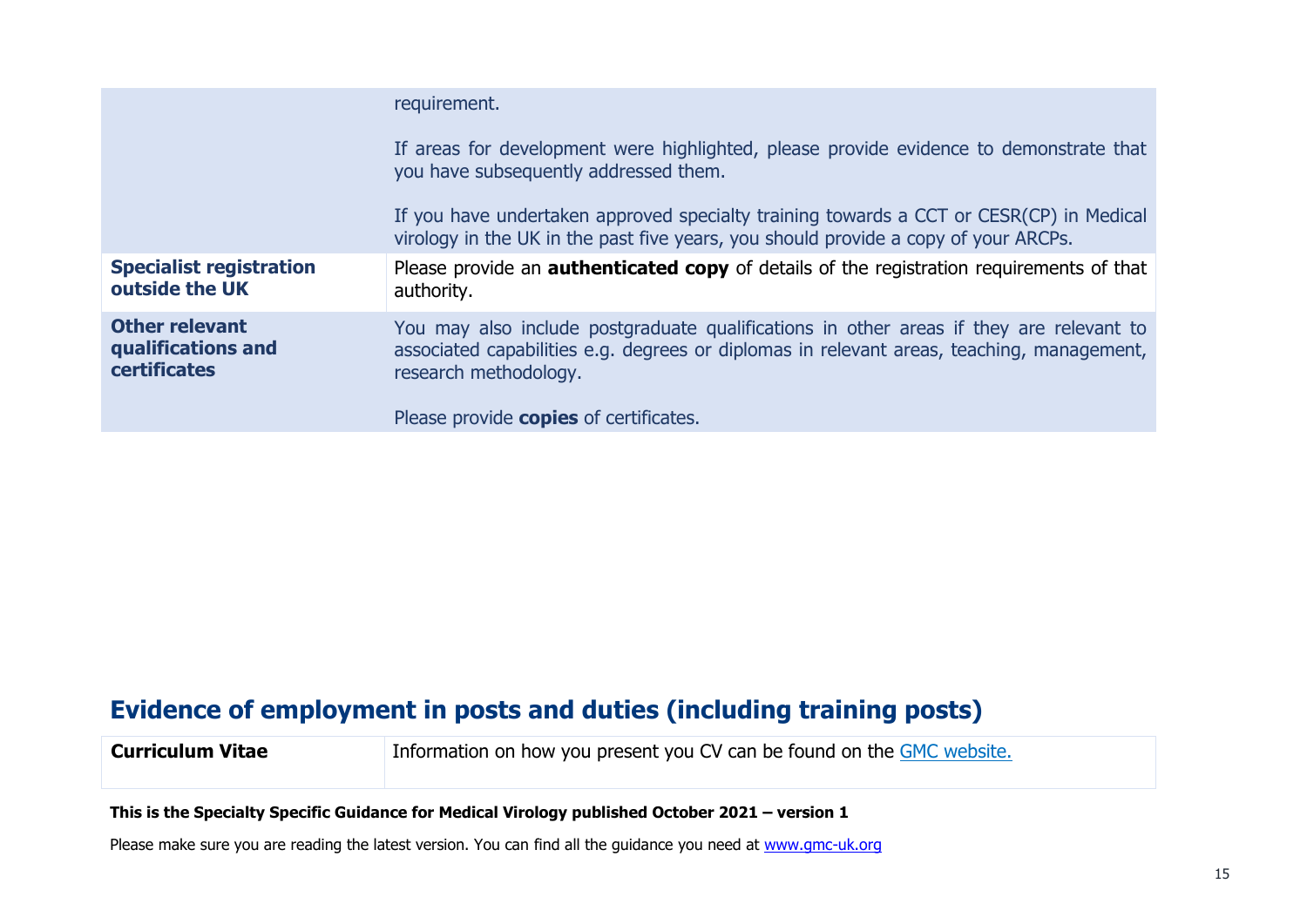| | |
|---|---|
| | requirement.<br><br>If areas for development were highlighted, please provide evidence to demonstrate that you have subsequently addressed them.<br><br>If you have undertaken approved specialty training towards a CCT or CESR(CP) in Medical virology in the UK in the past five years, you should provide a copy of your ARCPs. |
| **Specialist registration outside the UK** | Please provide an **authenticated copy** of details of the registration requirements of that authority. |
| **Other relevant qualifications and certificates** | You may also include postgraduate qualifications in other areas if they are relevant to associated capabilities e.g. degrees or diplomas in relevant areas, teaching, management, research methodology.<br><br>Please provide **copies** of certificates. |

## Evidence of employment in posts and duties (including training posts)

| | |
|---|---|
| **Curriculum Vitae** | Information on how you present you CV can be found on the GMC website. |

**This is the Specialty Specific Guidance for Medical Virology published October 2021 – version 1**

Please make sure you are reading the latest version. You can find all the guidance you need at www.gmc-uk.org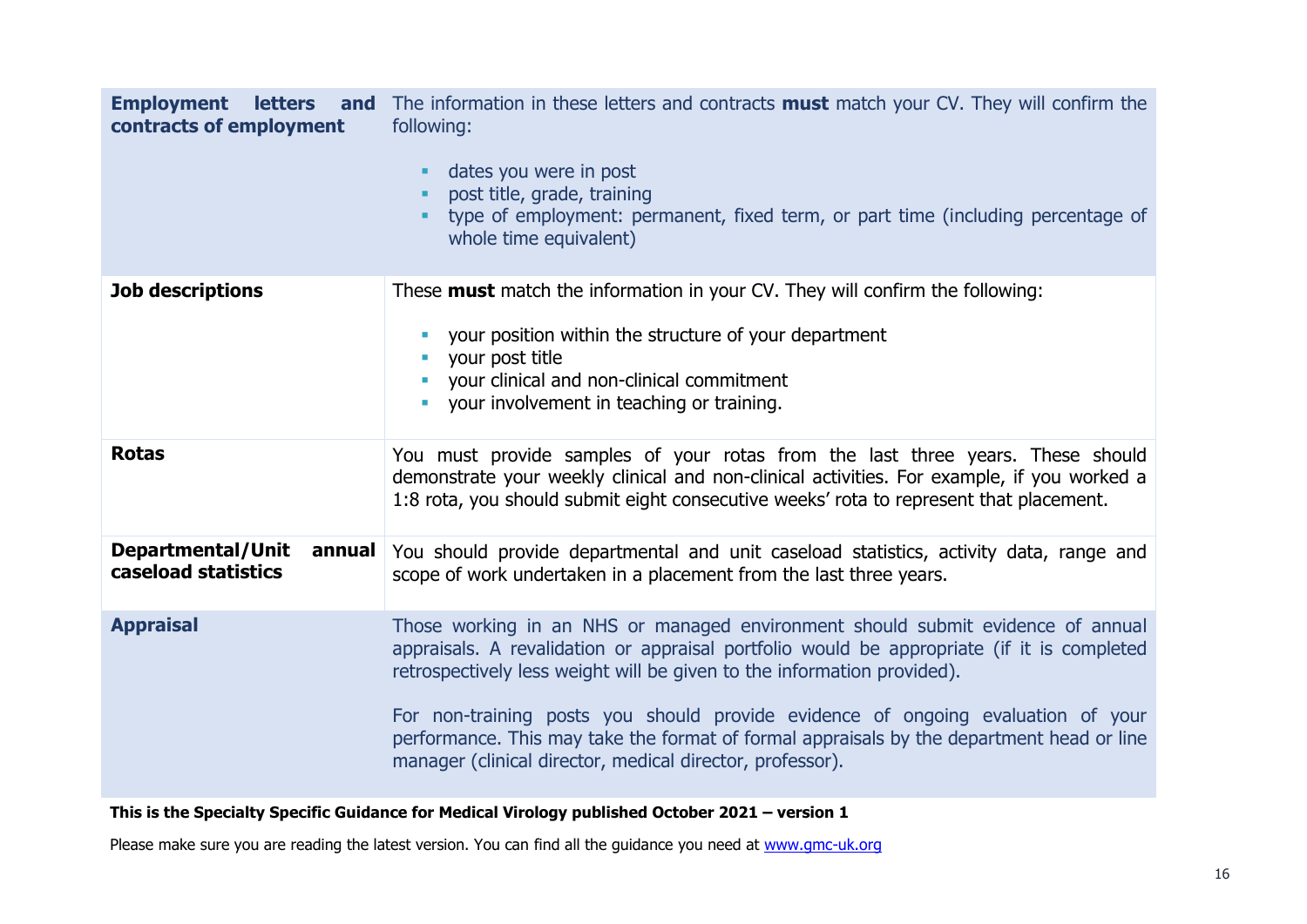| | |
|---|---|
| **Employment letters and contracts of employment** | The information in these letters and contracts **must** match your CV. They will confirm the following:<br><br>- dates you were in post<br>- post title, grade, training<br>- type of employment: permanent, fixed term, or part time (including percentage of whole time equivalent) |
| **Job descriptions** | These **must** match the information in your CV. They will confirm the following:<br><br>- your position within the structure of your department<br>- your post title<br>- your clinical and non-clinical commitment<br>- your involvement in teaching or training. |
| **Rotas** | You must provide samples of your rotas from the last three years. These should demonstrate your weekly clinical and non-clinical activities. For example, if you worked a 1:8 rota, you should submit eight consecutive weeks' rota to represent that placement. |
| **Departmental/Unit annual caseload statistics** | You should provide departmental and unit caseload statistics, activity data, range and scope of work undertaken in a placement from the last three years. |
| **Appraisal** | Those working in an NHS or managed environment should submit evidence of annual appraisals. A revalidation or appraisal portfolio would be appropriate (if it is completed retrospectively less weight will be given to the information provided).<br><br>For non-training posts you should provide evidence of ongoing evaluation of your performance. This may take the format of formal appraisals by the department head or line manager (clinical director, medical director, professor). |

**This is the Specialty Specific Guidance for Medical Virology published October 2021 – version 1**

Please make sure you are reading the latest version. You can find all the guidance you need at [www.gmc-uk.org](http://www.gmc-uk.org)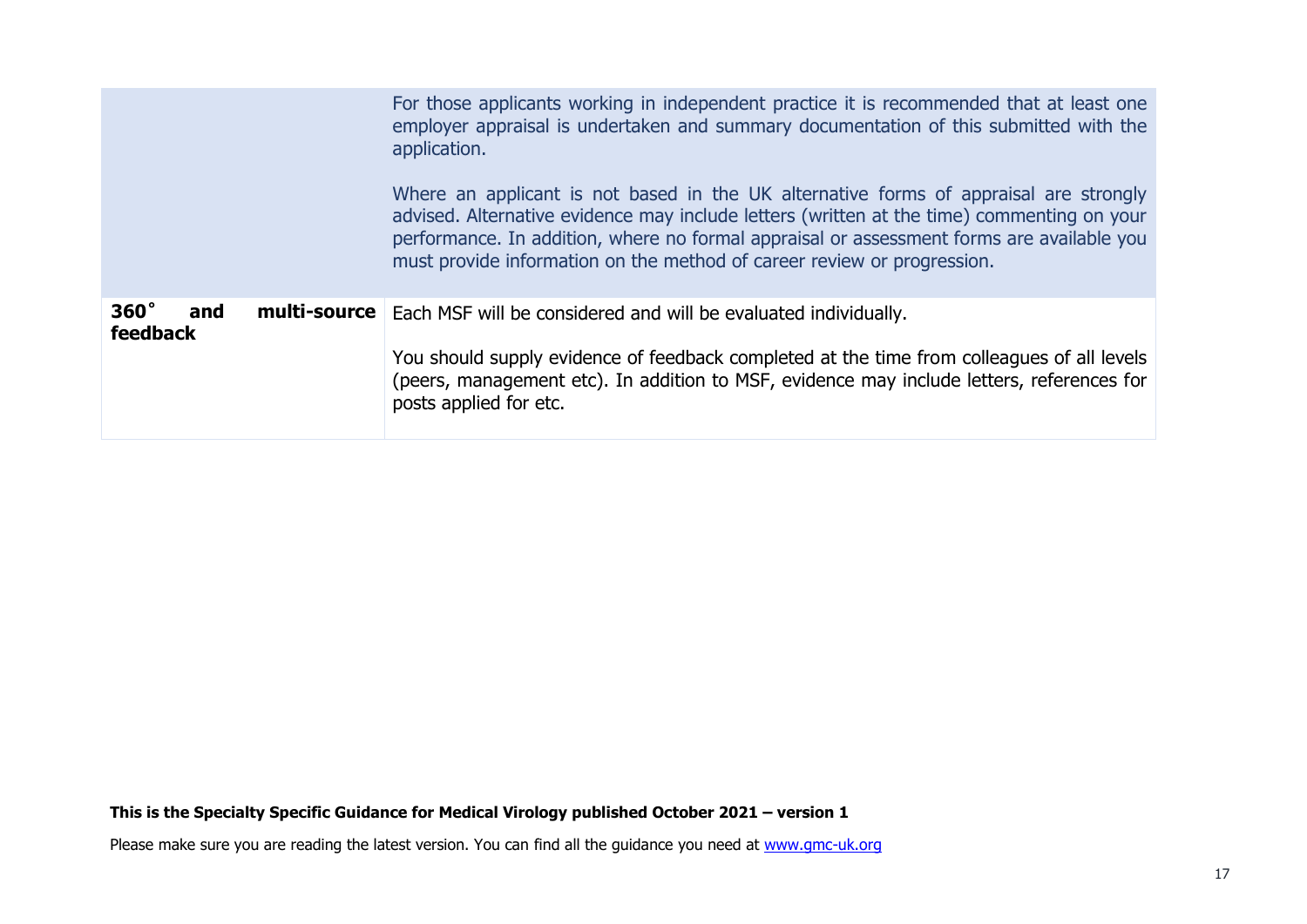| | |
|---|---|
| | For those applicants working in independent practice it is recommended that at least one employer appraisal is undertaken and summary documentation of this submitted with the application.<br><br>Where an applicant is not based in the UK alternative forms of appraisal are strongly advised. Alternative evidence may include letters (written at the time) commenting on your performance. In addition, where no formal appraisal or assessment forms are available you must provide information on the method of career review or progression. |
| **360˚ and multi-source feedback** | Each MSF will be considered and will be evaluated individually.<br><br>You should supply evidence of feedback completed at the time from colleagues of all levels (peers, management etc). In addition to MSF, evidence may include letters, references for posts applied for etc. |

**This is the Specialty Specific Guidance for Medical Virology published October 2021 – version 1**

Please make sure you are reading the latest version. You can find all the guidance you need at [www.gmc-uk.org](http://www.gmc-uk.org)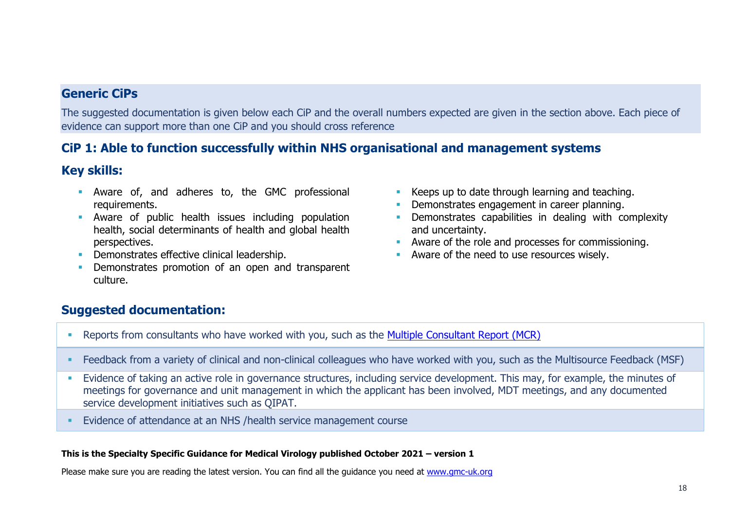## Generic CiPs

The suggested documentation is given below each CiP and the overall numbers expected are given in the section above. Each piece of evidence can support more than one CiP and you should cross reference

## CiP 1: Able to function successfully within NHS organisational and management systems

### Key skills:

- Aware of, and adheres to, the GMC professional requirements.
- Aware of public health issues including population health, social determinants of health and global health perspectives.
- Demonstrates effective clinical leadership.
- Demonstrates promotion of an open and transparent culture.
- Keeps up to date through learning and teaching.
- Demonstrates engagement in career planning.
- Demonstrates capabilities in dealing with complexity and uncertainty.
- Aware of the role and processes for commissioning.
- Aware of the need to use resources wisely.

### Suggested documentation:

- Reports from consultants who have worked with you, such as the [Multiple Consultant Report (MCR)]
- Feedback from a variety of clinical and non-clinical colleagues who have worked with you, such as the Multisource Feedback (MSF)
- Evidence of taking an active role in governance structures, including service development. This may, for example, the minutes of meetings for governance and unit management in which the applicant has been involved, MDT meetings, and any documented service development initiatives such as QIPAT.
- Evidence of attendance at an NHS /health service management course

**This is the Specialty Specific Guidance for Medical Virology published October 2021 – version 1**

Please make sure you are reading the latest version. You can find all the guidance you need at www.gmc-uk.org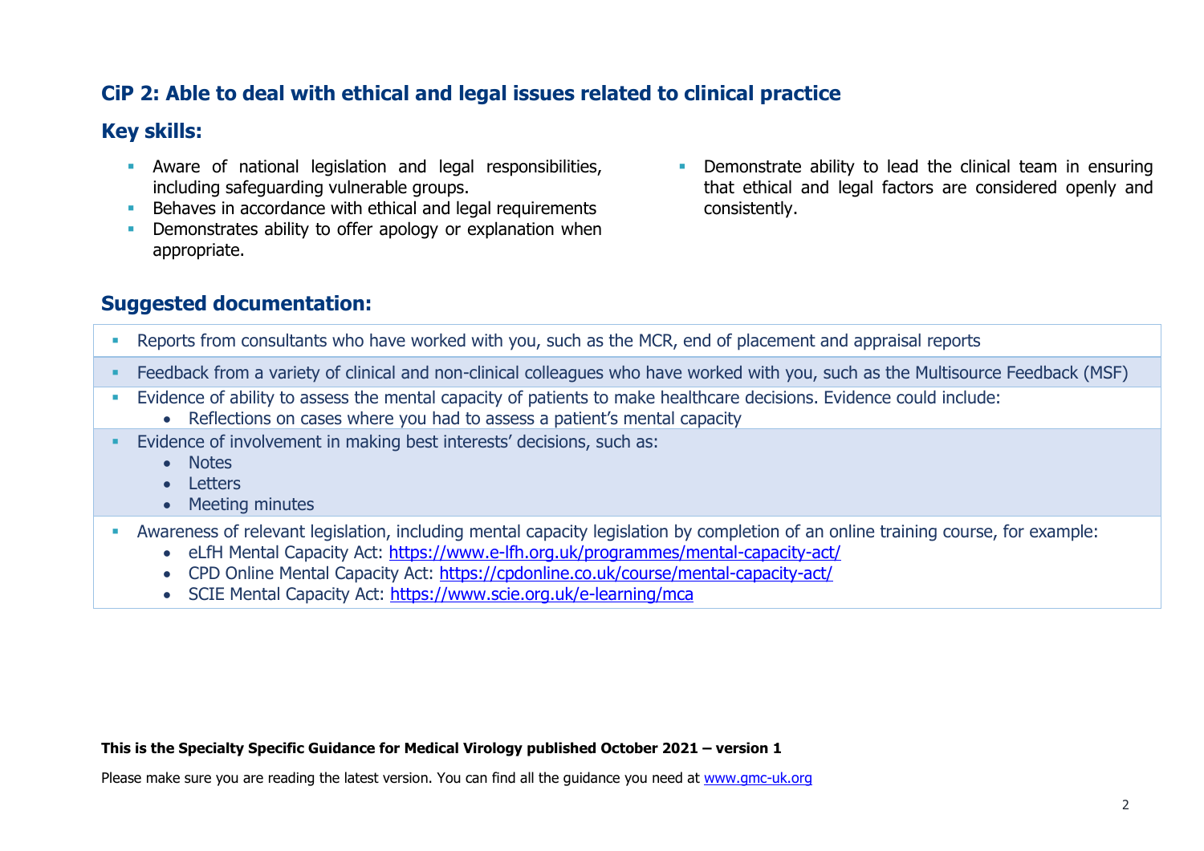## CiP 2: Able to deal with ethical and legal issues related to clinical practice

## Key skills:

- Aware of national legislation and legal responsibilities, including safeguarding vulnerable groups.
- Behaves in accordance with ethical and legal requirements
- Demonstrates ability to offer apology or explanation when appropriate.
- Demonstrate ability to lead the clinical team in ensuring that ethical and legal factors are considered openly and consistently.

## Suggested documentation:

- Reports from consultants who have worked with you, such as the MCR, end of placement and appraisal reports
- Feedback from a variety of clinical and non-clinical colleagues who have worked with you, such as the Multisource Feedback (MSF)
- Evidence of ability to assess the mental capacity of patients to make healthcare decisions. Evidence could include:
  - Reflections on cases where you had to assess a patient's mental capacity
- Evidence of involvement in making best interests' decisions, such as:
  - Notes
  - Letters
  - Meeting minutes
- Awareness of relevant legislation, including mental capacity legislation by completion of an online training course, for example:
  - eLfH Mental Capacity Act: https://www.e-lfh.org.uk/programmes/mental-capacity-act/
  - CPD Online Mental Capacity Act: https://cpdonline.co.uk/course/mental-capacity-act/
  - SCIE Mental Capacity Act: https://www.scie.org.uk/e-learning/mca

**This is the Specialty Specific Guidance for Medical Virology published October 2021 – version 1**

Please make sure you are reading the latest version. You can find all the guidance you need at www.gmc-uk.org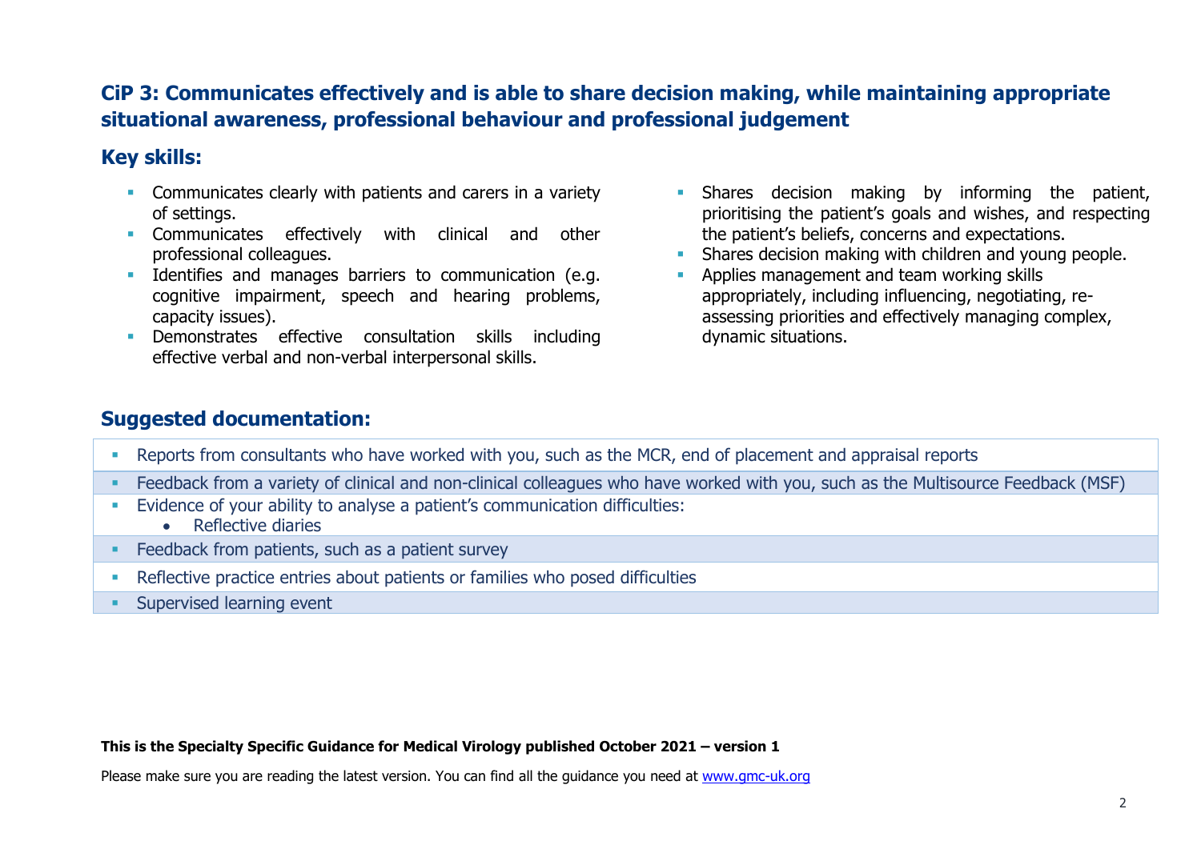## CiP 3: Communicates effectively and is able to share decision making, while maintaining appropriate situational awareness, professional behaviour and professional judgement

### Key skills:

- Communicates clearly with patients and carers in a variety of settings.
- Communicates effectively with clinical and other professional colleagues.
- Identifies and manages barriers to communication (e.g. cognitive impairment, speech and hearing problems, capacity issues).
- Demonstrates effective consultation skills including effective verbal and non-verbal interpersonal skills.
- Shares decision making by informing the patient, prioritising the patient's goals and wishes, and respecting the patient's beliefs, concerns and expectations.
- Shares decision making with children and young people.
- Applies management and team working skills appropriately, including influencing, negotiating, re-assessing priorities and effectively managing complex, dynamic situations.

### Suggested documentation:

- Reports from consultants who have worked with you, such as the MCR, end of placement and appraisal reports
- Feedback from a variety of clinical and non-clinical colleagues who have worked with you, such as the Multisource Feedback (MSF)
- Evidence of your ability to analyse a patient's communication difficulties:
  - Reflective diaries
- Feedback from patients, such as a patient survey
- Reflective practice entries about patients or families who posed difficulties
- Supervised learning event

**This is the Specialty Specific Guidance for Medical Virology published October 2021 – version 1**

Please make sure you are reading the latest version. You can find all the guidance you need at www.gmc-uk.org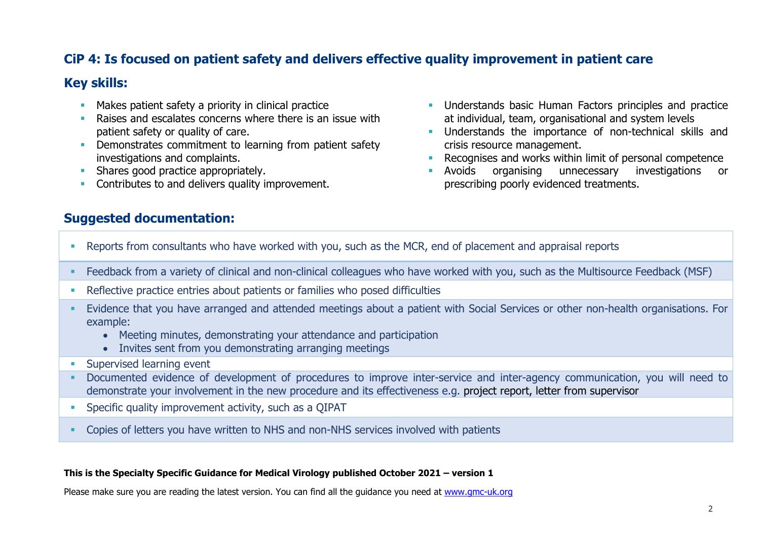## CiP 4: Is focused on patient safety and delivers effective quality improvement in patient care

## Key skills:

- Makes patient safety a priority in clinical practice
- Raises and escalates concerns where there is an issue with patient safety or quality of care.
- Demonstrates commitment to learning from patient safety investigations and complaints.
- Shares good practice appropriately.
- Contributes to and delivers quality improvement.
- Understands basic Human Factors principles and practice at individual, team, organisational and system levels
- Understands the importance of non-technical skills and crisis resource management.
- Recognises and works within limit of personal competence
- Avoids organising unnecessary investigations or prescribing poorly evidenced treatments.

## Suggested documentation:

- Reports from consultants who have worked with you, such as the MCR, end of placement and appraisal reports
- Feedback from a variety of clinical and non-clinical colleagues who have worked with you, such as the Multisource Feedback (MSF)
- Reflective practice entries about patients or families who posed difficulties
- Evidence that you have arranged and attended meetings about a patient with Social Services or other non-health organisations. For example:
  - Meeting minutes, demonstrating your attendance and participation
  - Invites sent from you demonstrating arranging meetings
- Supervised learning event
- Documented evidence of development of procedures to improve inter-service and inter-agency communication, you will need to demonstrate your involvement in the new procedure and its effectiveness e.g. project report, letter from supervisor
- Specific quality improvement activity, such as a QIPAT
- Copies of letters you have written to NHS and non-NHS services involved with patients

**This is the Specialty Specific Guidance for Medical Virology published October 2021 – version 1**

Please make sure you are reading the latest version. You can find all the guidance you need at www.gmc-uk.org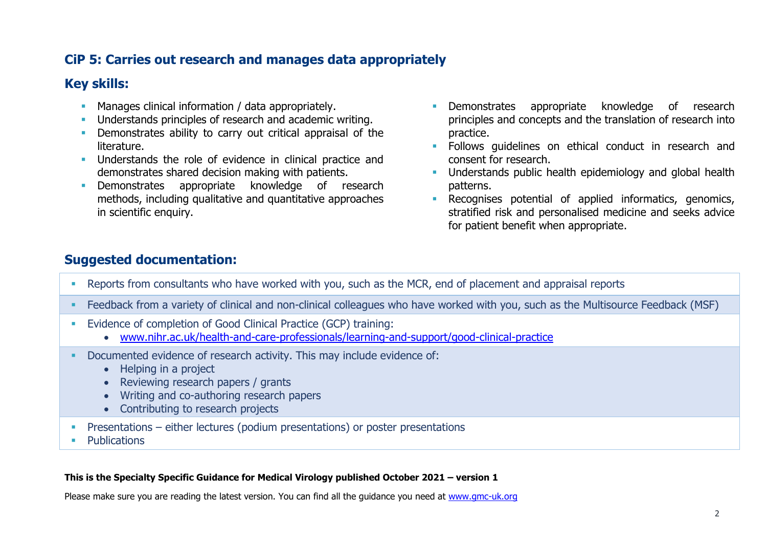## CiP 5: Carries out research and manages data appropriately

### Key skills:

- Manages clinical information / data appropriately.
- Understands principles of research and academic writing.
- Demonstrates ability to carry out critical appraisal of the literature.
- Understands the role of evidence in clinical practice and demonstrates shared decision making with patients.
- Demonstrates appropriate knowledge of research methods, including qualitative and quantitative approaches in scientific enquiry.
- Demonstrates appropriate knowledge of research principles and concepts and the translation of research into practice.
- Follows guidelines on ethical conduct in research and consent for research.
- Understands public health epidemiology and global health patterns.
- Recognises potential of applied informatics, genomics, stratified risk and personalised medicine and seeks advice for patient benefit when appropriate.

### Suggested documentation:

- Reports from consultants who have worked with you, such as the MCR, end of placement and appraisal reports
- Feedback from a variety of clinical and non-clinical colleagues who have worked with you, such as the Multisource Feedback (MSF)
- Evidence of completion of Good Clinical Practice (GCP) training:
  - www.nihr.ac.uk/health-and-care-professionals/learning-and-support/good-clinical-practice
- Documented evidence of research activity. This may include evidence of:
  - Helping in a project
  - Reviewing research papers / grants
  - Writing and co-authoring research papers
  - Contributing to research projects
- Presentations – either lectures (podium presentations) or poster presentations
- Publications

**This is the Specialty Specific Guidance for Medical Virology published October 2021 – version 1**

Please make sure you are reading the latest version. You can find all the guidance you need at www.gmc-uk.org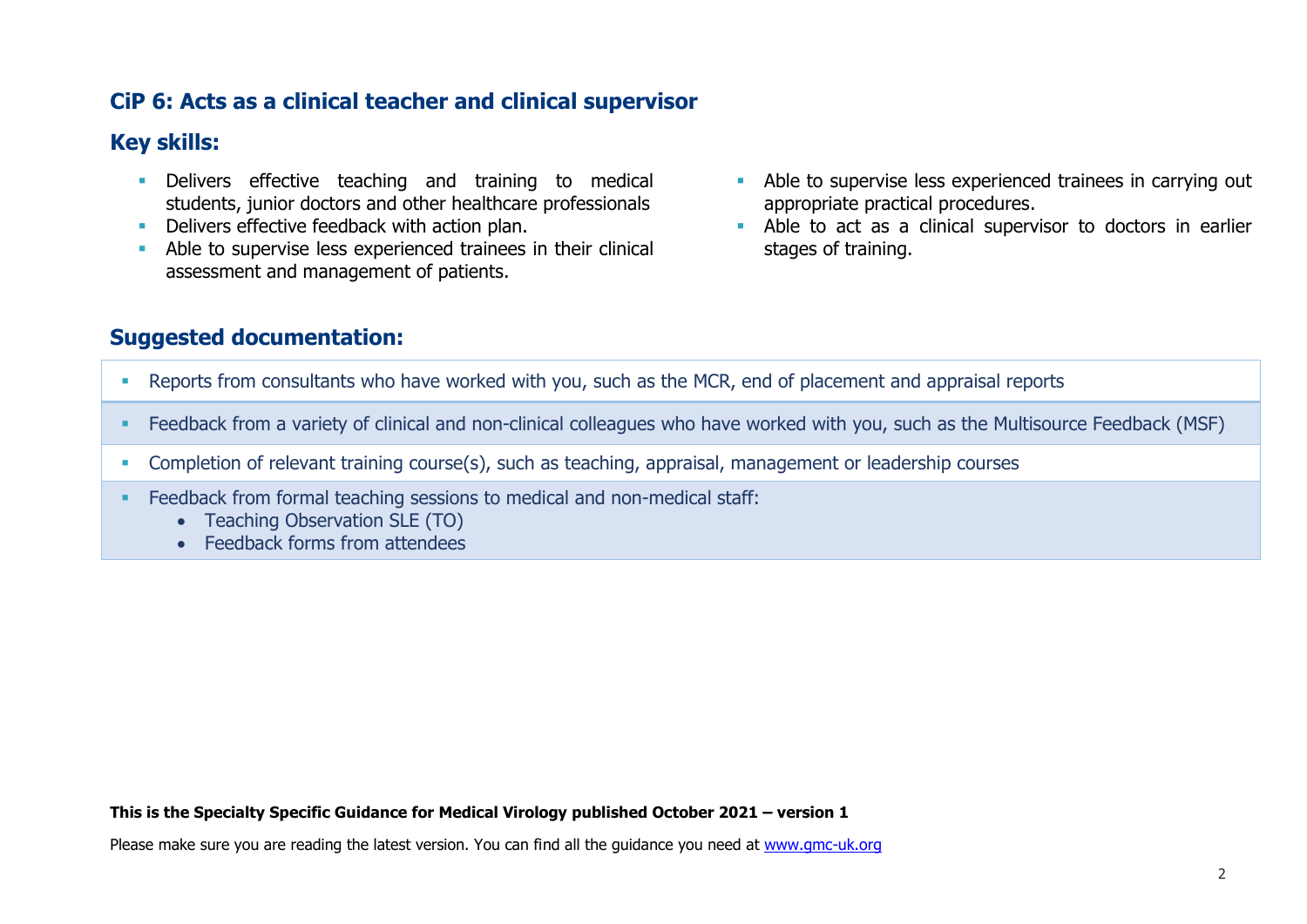## CiP 6: Acts as a clinical teacher and clinical supervisor

### Key skills:

- Delivers effective teaching and training to medical students, junior doctors and other healthcare professionals
- Delivers effective feedback with action plan.
- Able to supervise less experienced trainees in their clinical assessment and management of patients.
- Able to supervise less experienced trainees in carrying out appropriate practical procedures.
- Able to act as a clinical supervisor to doctors in earlier stages of training.

### Suggested documentation:

- Reports from consultants who have worked with you, such as the MCR, end of placement and appraisal reports
- Feedback from a variety of clinical and non-clinical colleagues who have worked with you, such as the Multisource Feedback (MSF)
- Completion of relevant training course(s), such as teaching, appraisal, management or leadership courses
- Feedback from formal teaching sessions to medical and non-medical staff:
  - Teaching Observation SLE (TO)
  - Feedback forms from attendees

**This is the Specialty Specific Guidance for Medical Virology published October 2021 – version 1**

Please make sure you are reading the latest version. You can find all the guidance you need at [www.gmc-uk.org](http://www.gmc-uk.org)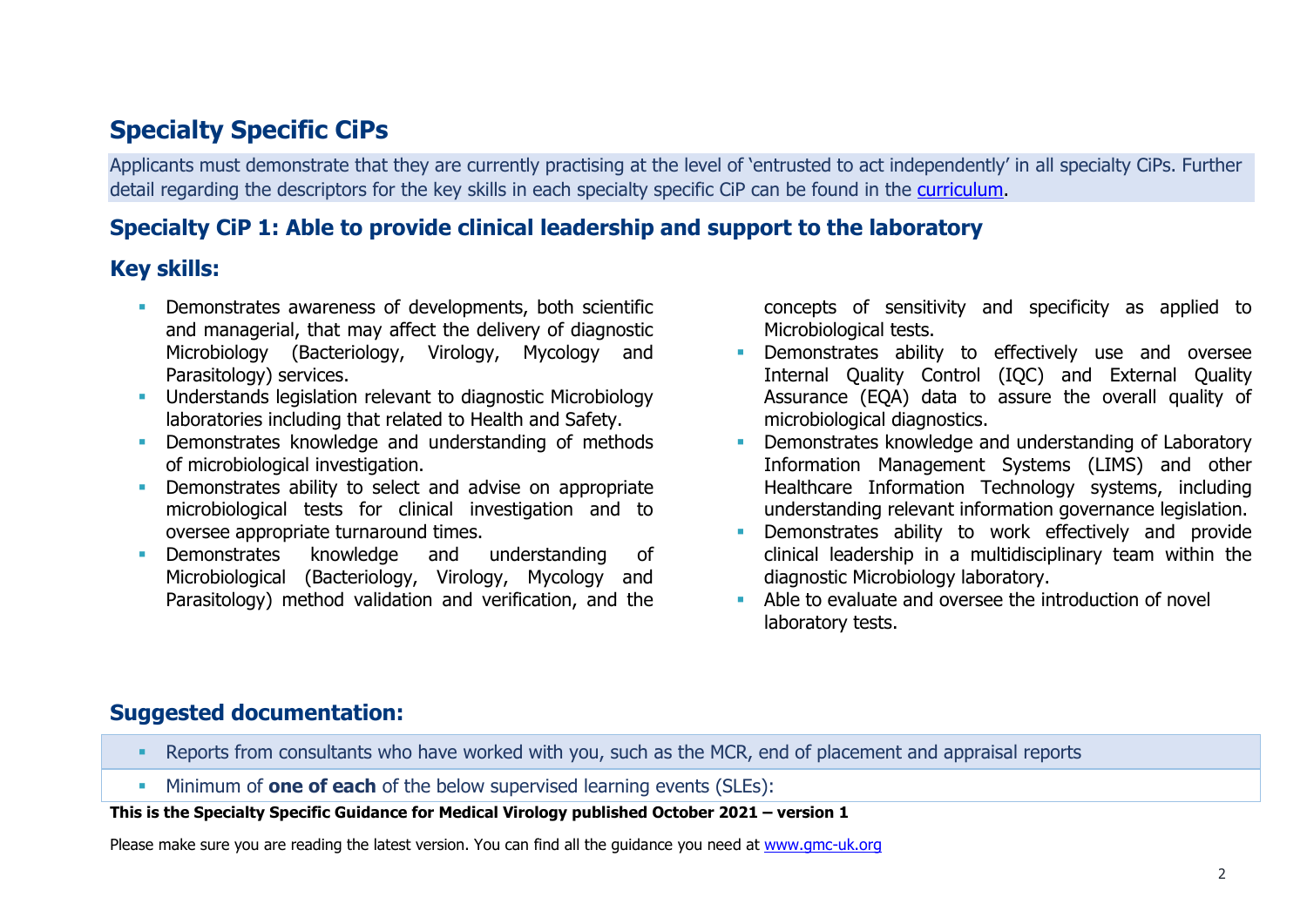## Specialty Specific CiPs

Applicants must demonstrate that they are currently practising at the level of 'entrusted to act independently' in all specialty CiPs. Further detail regarding the descriptors for the key skills in each specialty specific CiP can be found in the [curriculum](curriculum).

### Specialty CiP 1: Able to provide clinical leadership and support to the laboratory

### Key skills:

- Demonstrates awareness of developments, both scientific and managerial, that may affect the delivery of diagnostic Microbiology (Bacteriology, Virology, Mycology and Parasitology) services.
- Understands legislation relevant to diagnostic Microbiology laboratories including that related to Health and Safety.
- Demonstrates knowledge and understanding of methods of microbiological investigation.
- Demonstrates ability to select and advise on appropriate microbiological tests for clinical investigation and to oversee appropriate turnaround times.
- Demonstrates knowledge and understanding of Microbiological (Bacteriology, Virology, Mycology and Parasitology) method validation and verification, and the concepts of sensitivity and specificity as applied to Microbiological tests.
- Demonstrates ability to effectively use and oversee Internal Quality Control (IQC) and External Quality Assurance (EQA) data to assure the overall quality of microbiological diagnostics.
- Demonstrates knowledge and understanding of Laboratory Information Management Systems (LIMS) and other Healthcare Information Technology systems, including understanding relevant information governance legislation.
- Demonstrates ability to work effectively and provide clinical leadership in a multidisciplinary team within the diagnostic Microbiology laboratory.
- Able to evaluate and oversee the introduction of novel laboratory tests.

### Suggested documentation:

- Reports from consultants who have worked with you, such as the MCR, end of placement and appraisal reports
- Minimum of **one of each** of the below supervised learning events (SLEs):

**This is the Specialty Specific Guidance for Medical Virology published October 2021 – version 1**

Please make sure you are reading the latest version. You can find all the guidance you need at [www.gmc-uk.org](www.gmc-uk.org)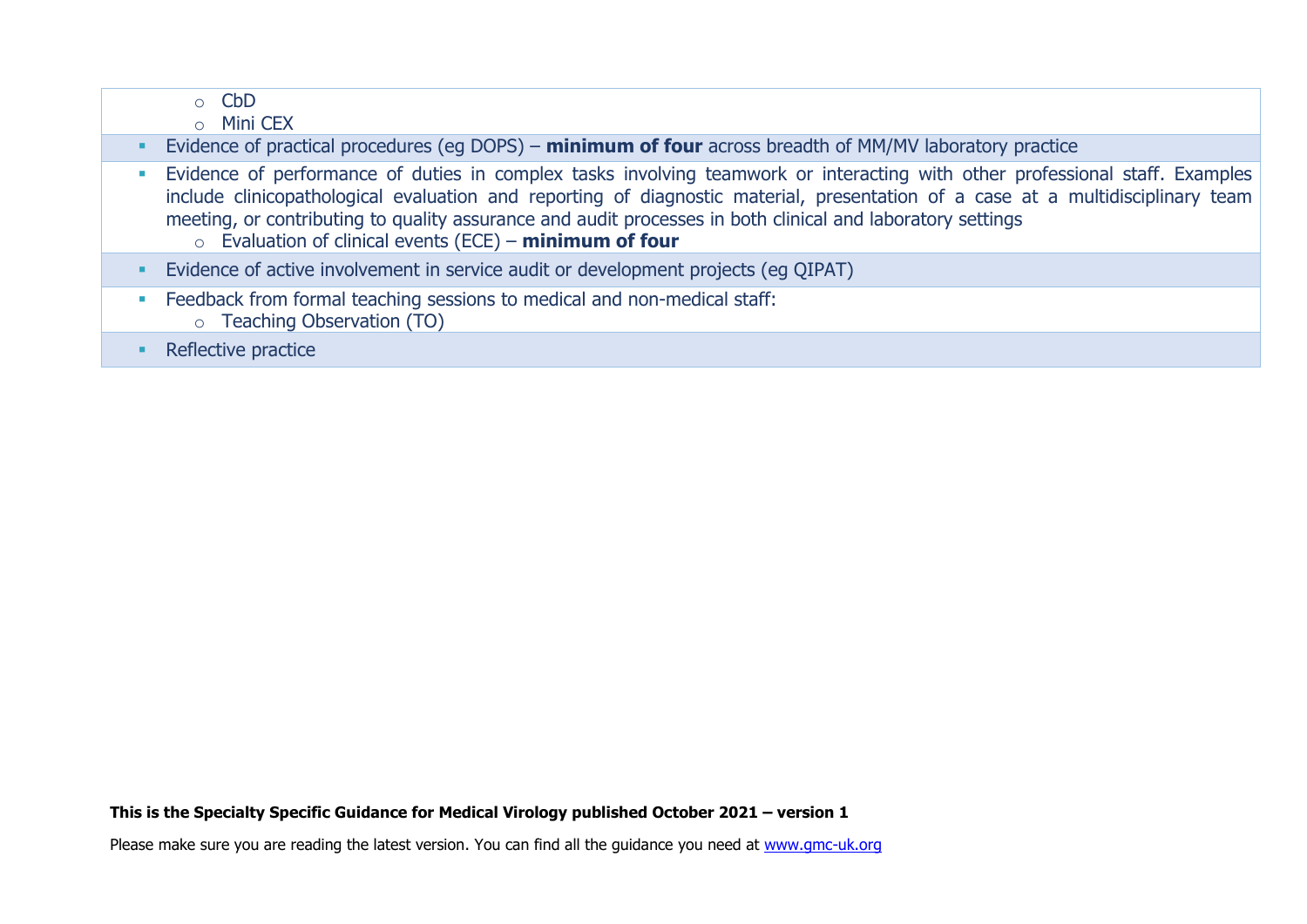- CbD
  - Mini CEX
- Evidence of practical procedures (eg DOPS) – **minimum of four** across breadth of MM/MV laboratory practice
- Evidence of performance of duties in complex tasks involving teamwork or interacting with other professional staff. Examples include clinicopathological evaluation and reporting of diagnostic material, presentation of a case at a multidisciplinary team meeting, or contributing to quality assurance and audit processes in both clinical and laboratory settings
  - Evaluation of clinical events (ECE) – **minimum of four**
- Evidence of active involvement in service audit or development projects (eg QIPAT)
- Feedback from formal teaching sessions to medical and non-medical staff:
  - Teaching Observation (TO)
- Reflective practice

**This is the Specialty Specific Guidance for Medical Virology published October 2021 – version 1**

Please make sure you are reading the latest version. You can find all the guidance you need at www.gmc-uk.org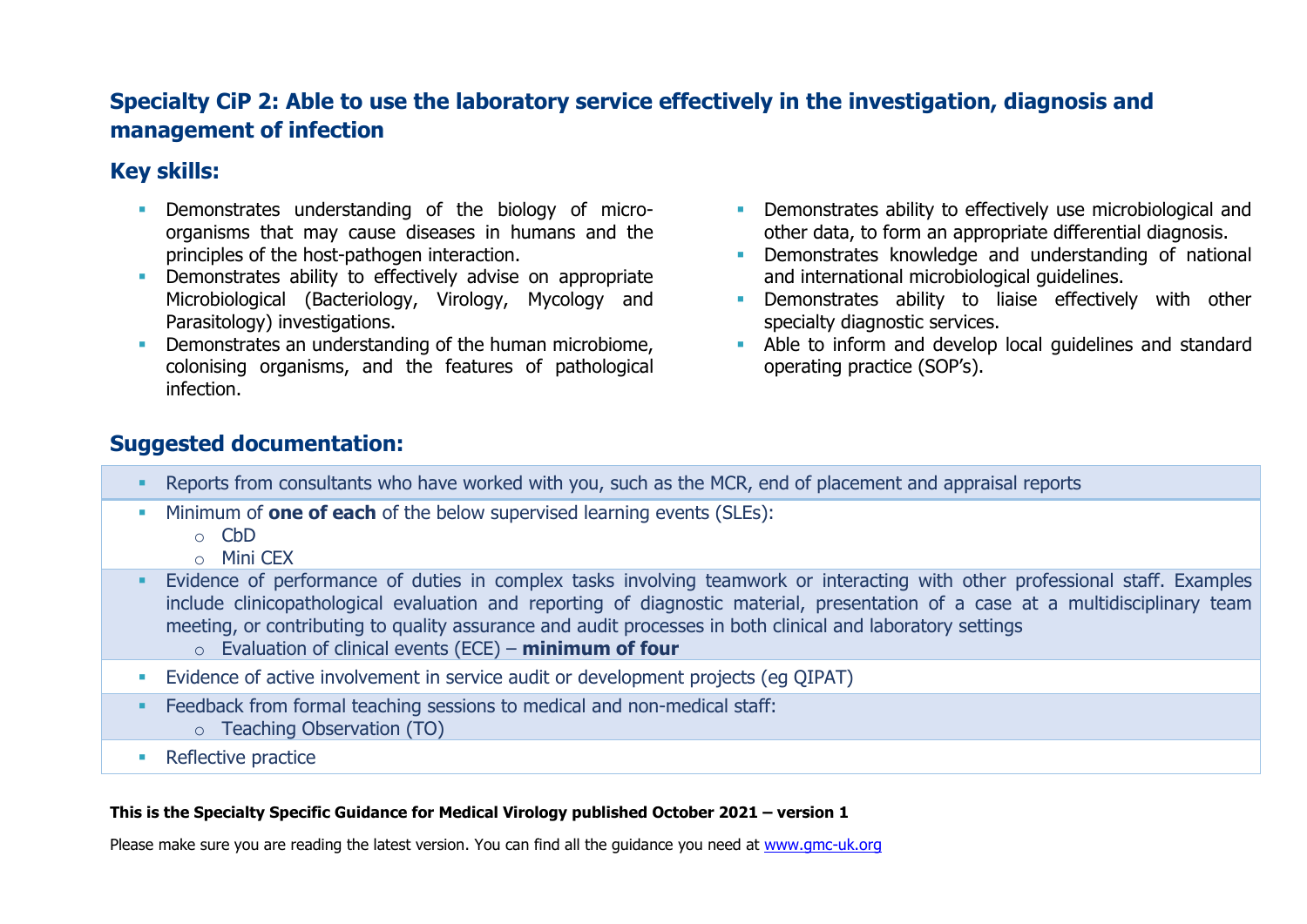## Specialty CiP 2: Able to use the laboratory service effectively in the investigation, diagnosis and management of infection

### Key skills:

- Demonstrates understanding of the biology of micro-organisms that may cause diseases in humans and the principles of the host-pathogen interaction.
- Demonstrates ability to effectively advise on appropriate Microbiological (Bacteriology, Virology, Mycology and Parasitology) investigations.
- Demonstrates an understanding of the human microbiome, colonising organisms, and the features of pathological infection.
- Demonstrates ability to effectively use microbiological and other data, to form an appropriate differential diagnosis.
- Demonstrates knowledge and understanding of national and international microbiological guidelines.
- Demonstrates ability to liaise effectively with other specialty diagnostic services.
- Able to inform and develop local guidelines and standard operating practice (SOP's).

### Suggested documentation:

- Reports from consultants who have worked with you, such as the MCR, end of placement and appraisal reports
- Minimum of **one of each** of the below supervised learning events (SLEs):
    - CbD
    - Mini CEX
- Evidence of performance of duties in complex tasks involving teamwork or interacting with other professional staff. Examples include clinicopathological evaluation and reporting of diagnostic material, presentation of a case at a multidisciplinary team meeting, or contributing to quality assurance and audit processes in both clinical and laboratory settings
    - Evaluation of clinical events (ECE) – **minimum of four**
- Evidence of active involvement in service audit or development projects (eg QIPAT)
- Feedback from formal teaching sessions to medical and non-medical staff:
    - Teaching Observation (TO)
- Reflective practice

**This is the Specialty Specific Guidance for Medical Virology published October 2021 – version 1**

Please make sure you are reading the latest version. You can find all the guidance you need at www.gmc-uk.org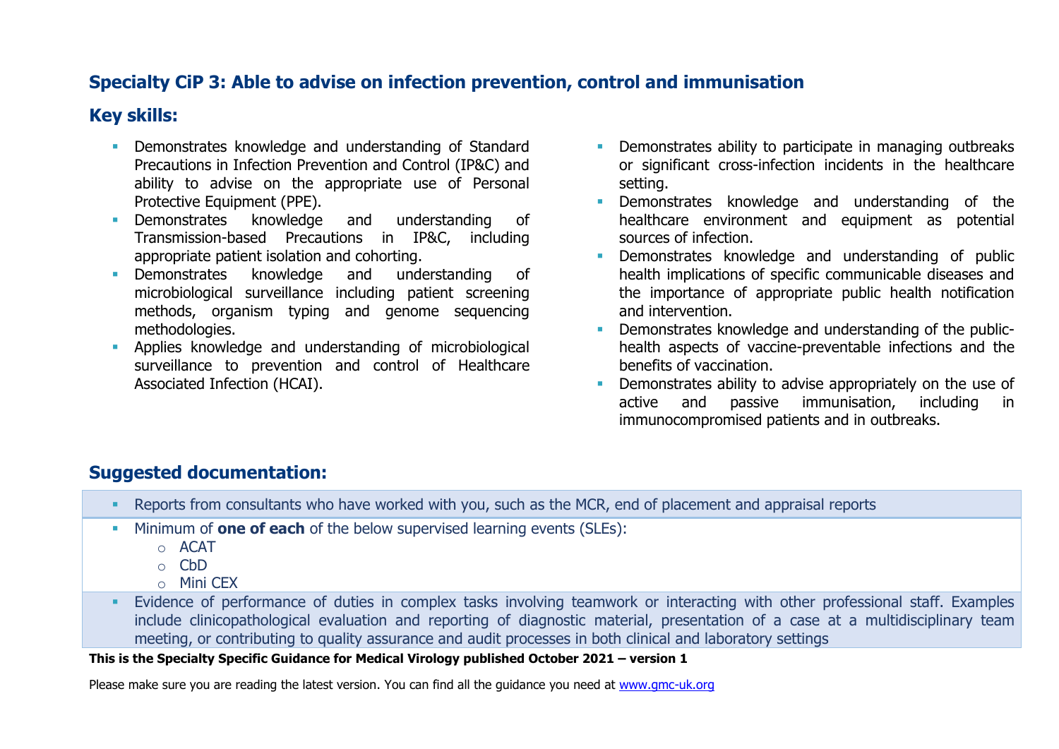## Specialty CiP 3: Able to advise on infection prevention, control and immunisation

### Key skills:

- Demonstrates knowledge and understanding of Standard Precautions in Infection Prevention and Control (IP&C) and ability to advise on the appropriate use of Personal Protective Equipment (PPE).
- Demonstrates knowledge and understanding of Transmission-based Precautions in IP&C, including appropriate patient isolation and cohorting.
- Demonstrates knowledge and understanding of microbiological surveillance including patient screening methods, organism typing and genome sequencing methodologies.
- Applies knowledge and understanding of microbiological surveillance to prevention and control of Healthcare Associated Infection (HCAI).
- Demonstrates ability to participate in managing outbreaks or significant cross-infection incidents in the healthcare setting.
- Demonstrates knowledge and understanding of the healthcare environment and equipment as potential sources of infection.
- Demonstrates knowledge and understanding of public health implications of specific communicable diseases and the importance of appropriate public health notification and intervention.
- Demonstrates knowledge and understanding of the public-health aspects of vaccine-preventable infections and the benefits of vaccination.
- Demonstrates ability to advise appropriately on the use of active and passive immunisation, including in immunocompromised patients and in outbreaks.

### Suggested documentation:

- Reports from consultants who have worked with you, such as the MCR, end of placement and appraisal reports
- Minimum of **one of each** of the below supervised learning events (SLEs):
  - ACAT
  - CbD
  - Mini CEX
- Evidence of performance of duties in complex tasks involving teamwork or interacting with other professional staff. Examples include clinicopathological evaluation and reporting of diagnostic material, presentation of a case at a multidisciplinary team meeting, or contributing to quality assurance and audit processes in both clinical and laboratory settings

**This is the Specialty Specific Guidance for Medical Virology published October 2021 – version 1**

Please make sure you are reading the latest version. You can find all the guidance you need at www.gmc-uk.org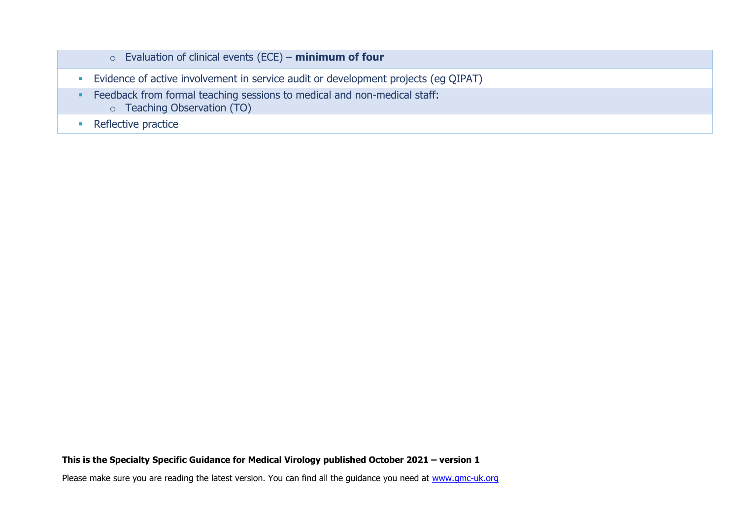- Evaluation of clinical events (ECE) – **minimum of four**

- Evidence of active involvement in service audit or development projects (eg QIPAT)
- Feedback from formal teaching sessions to medical and non-medical staff:
  - Teaching Observation (TO)
- Reflective practice

**This is the Specialty Specific Guidance for Medical Virology published October 2021 – version 1**

Please make sure you are reading the latest version. You can find all the guidance you need at [www.gmc-uk.org](www.gmc-uk.org)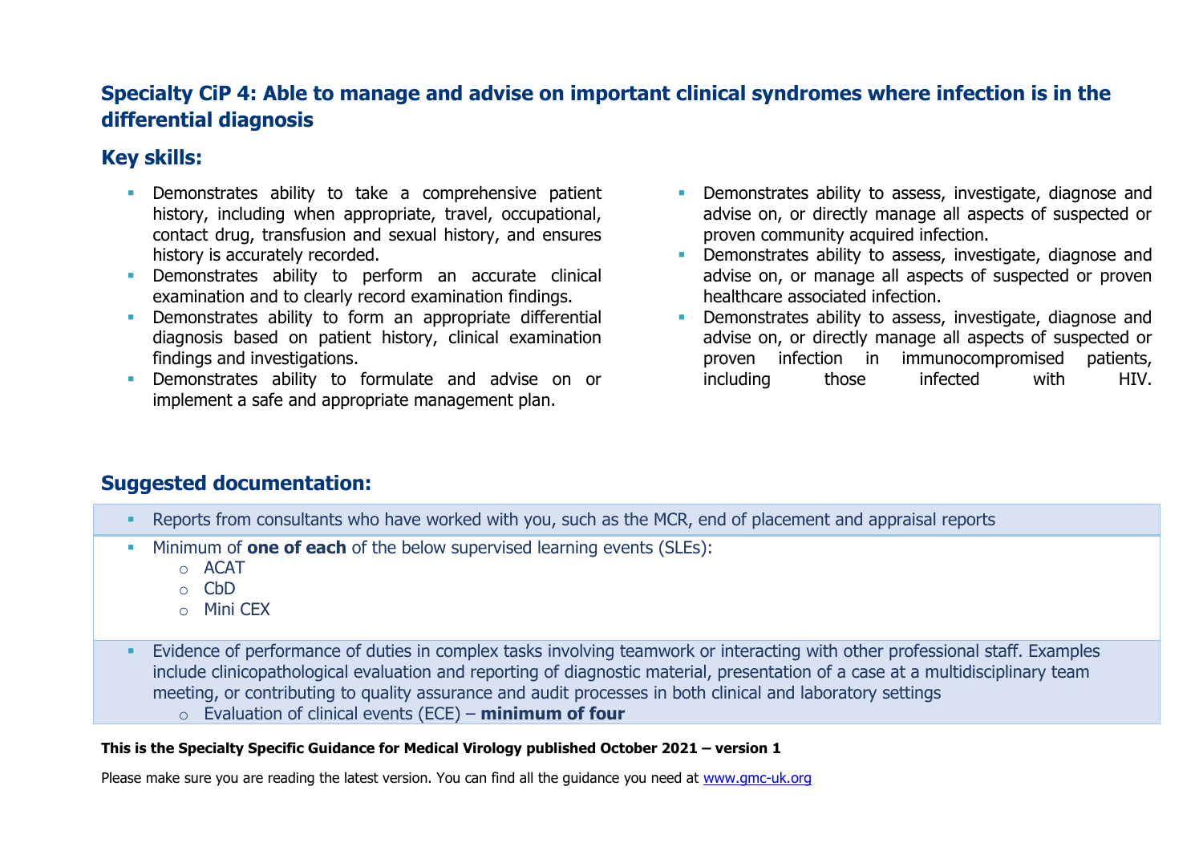## Specialty CiP 4: Able to manage and advise on important clinical syndromes where infection is in the differential diagnosis

### Key skills:

- Demonstrates ability to take a comprehensive patient history, including when appropriate, travel, occupational, contact drug, transfusion and sexual history, and ensures history is accurately recorded.
- Demonstrates ability to perform an accurate clinical examination and to clearly record examination findings.
- Demonstrates ability to form an appropriate differential diagnosis based on patient history, clinical examination findings and investigations.
- Demonstrates ability to formulate and advise on or implement a safe and appropriate management plan.
- Demonstrates ability to assess, investigate, diagnose and advise on, or directly manage all aspects of suspected or proven community acquired infection.
- Demonstrates ability to assess, investigate, diagnose and advise on, or manage all aspects of suspected or proven healthcare associated infection.
- Demonstrates ability to assess, investigate, diagnose and advise on, or directly manage all aspects of suspected or proven infection in immunocompromised patients, including those infected with HIV.

### Suggested documentation:

- Reports from consultants who have worked with you, such as the MCR, end of placement and appraisal reports
- Minimum of **one of each** of the below supervised learning events (SLEs):
  - ACAT
  - CbD
  - Mini CEX
- Evidence of performance of duties in complex tasks involving teamwork or interacting with other professional staff. Examples include clinicopathological evaluation and reporting of diagnostic material, presentation of a case at a multidisciplinary team meeting, or contributing to quality assurance and audit processes in both clinical and laboratory settings
  - Evaluation of clinical events (ECE) – **minimum of four**

**This is the Specialty Specific Guidance for Medical Virology published October 2021 – version 1**

Please make sure you are reading the latest version. You can find all the guidance you need at www.gmc-uk.org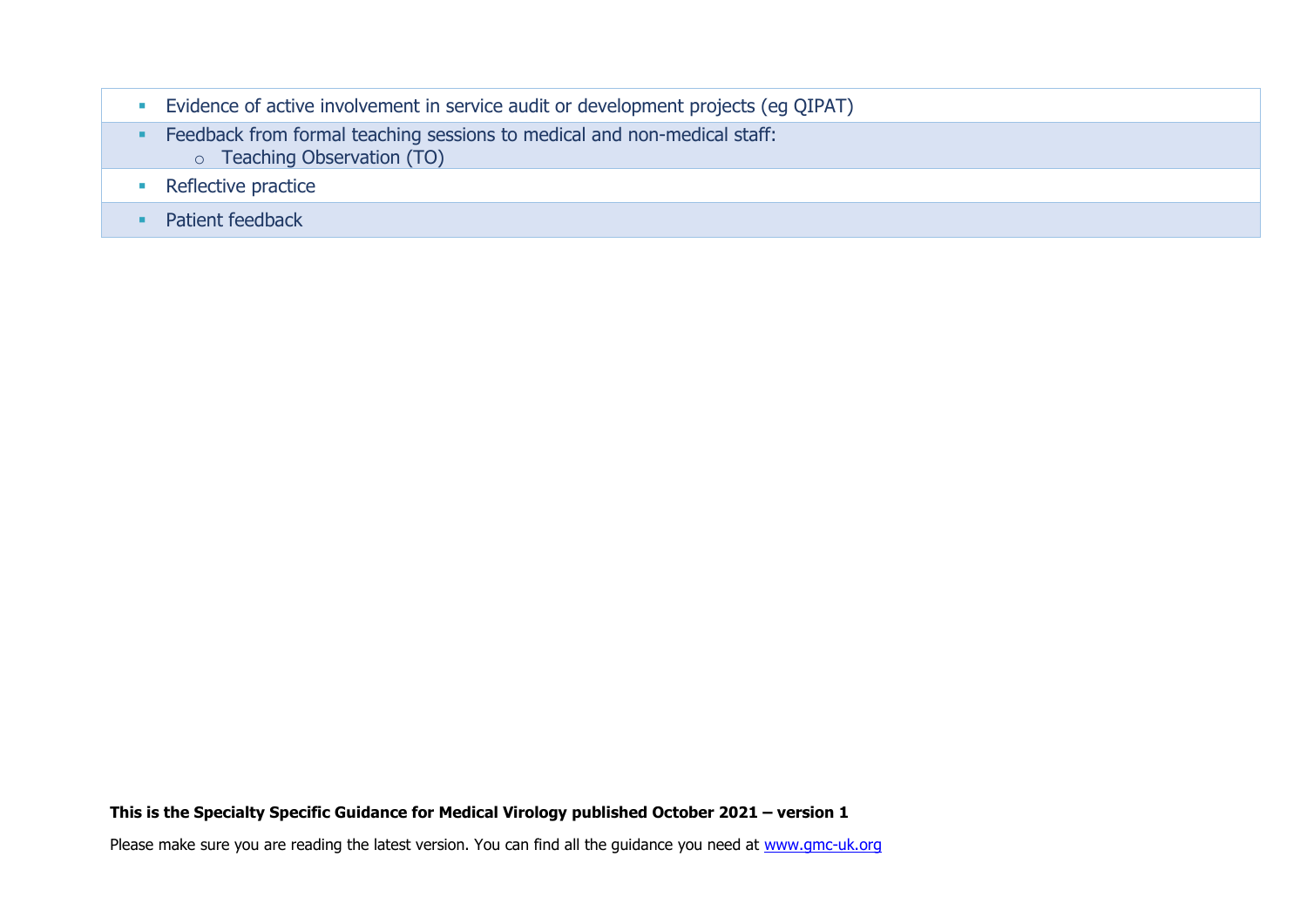- Evidence of active involvement in service audit or development projects (eg QIPAT)
- Feedback from formal teaching sessions to medical and non-medical staff:
    - Teaching Observation (TO)
- Reflective practice
- Patient feedback

**This is the Specialty Specific Guidance for Medical Virology published October 2021 – version 1**

Please make sure you are reading the latest version. You can find all the guidance you need at www.gmc-uk.org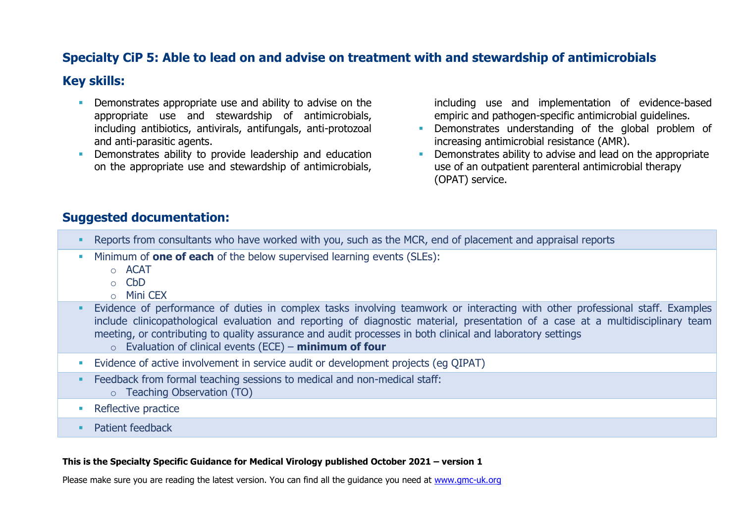## Specialty CiP 5: Able to lead on and advise on treatment with and stewardship of antimicrobials

### Key skills:

- Demonstrates appropriate use and ability to advise on the appropriate use and stewardship of antimicrobials, including antibiotics, antivirals, antifungals, anti-protozoal and anti-parasitic agents.
- Demonstrates ability to provide leadership and education on the appropriate use and stewardship of antimicrobials, including use and implementation of evidence-based empiric and pathogen-specific antimicrobial guidelines.
- Demonstrates understanding of the global problem of increasing antimicrobial resistance (AMR).
- Demonstrates ability to advise and lead on the appropriate use of an outpatient parenteral antimicrobial therapy (OPAT) service.

### Suggested documentation:

- Reports from consultants who have worked with you, such as the MCR, end of placement and appraisal reports
- Minimum of **one of each** of the below supervised learning events (SLEs):
    - ACAT
    - CbD
    - Mini CEX
- Evidence of performance of duties in complex tasks involving teamwork or interacting with other professional staff. Examples include clinicopathological evaluation and reporting of diagnostic material, presentation of a case at a multidisciplinary team meeting, or contributing to quality assurance and audit processes in both clinical and laboratory settings
    - Evaluation of clinical events (ECE) – **minimum of four**
- Evidence of active involvement in service audit or development projects (eg QIPAT)
- Feedback from formal teaching sessions to medical and non-medical staff:
    - Teaching Observation (TO)
- Reflective practice
- Patient feedback

**This is the Specialty Specific Guidance for Medical Virology published October 2021 – version 1**

Please make sure you are reading the latest version. You can find all the guidance you need at www.gmc-uk.org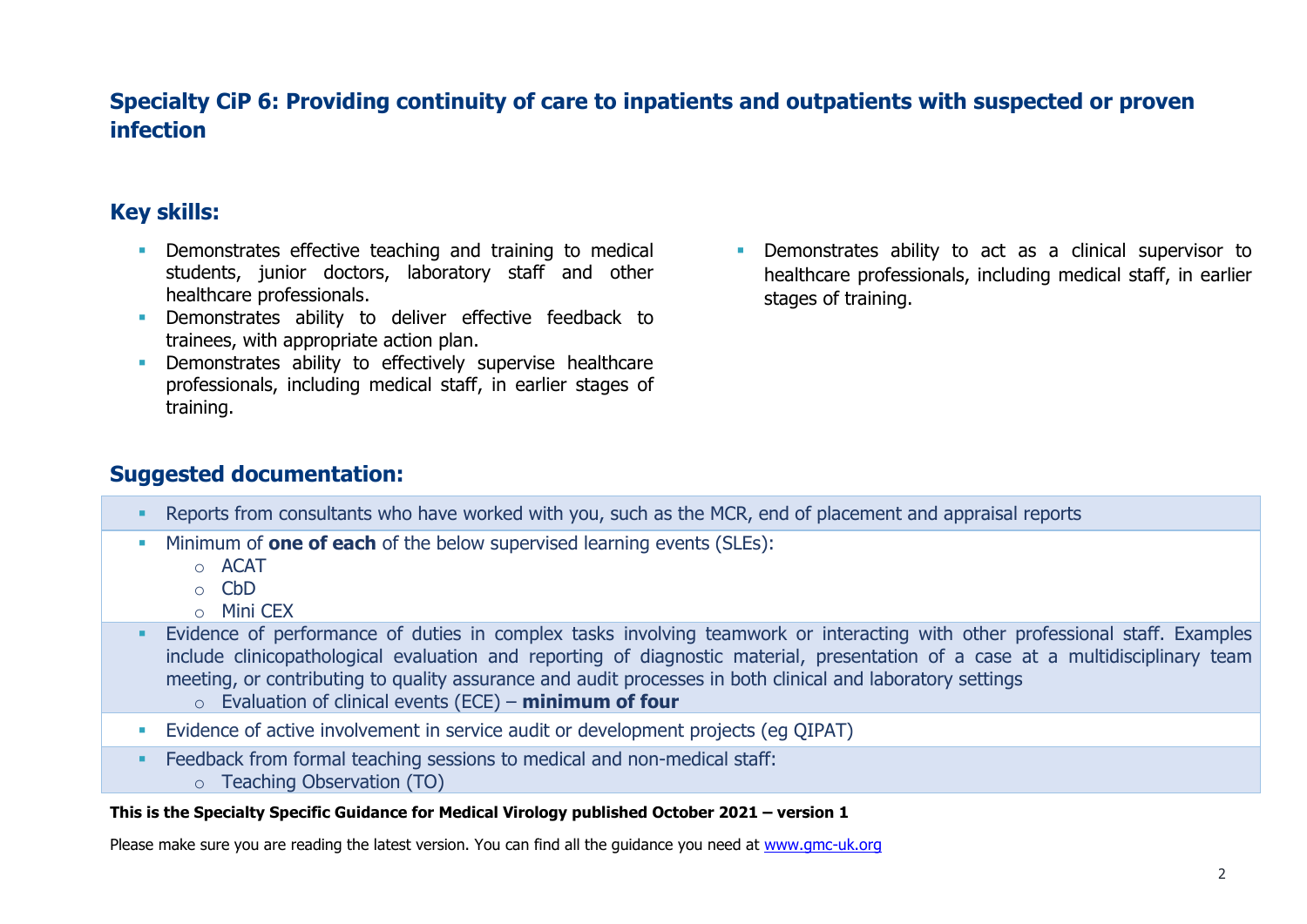## Specialty CiP 6: Providing continuity of care to inpatients and outpatients with suspected or proven infection

### Key skills:

- Demonstrates effective teaching and training to medical students, junior doctors, laboratory staff and other healthcare professionals.
- Demonstrates ability to deliver effective feedback to trainees, with appropriate action plan.
- Demonstrates ability to effectively supervise healthcare professionals, including medical staff, in earlier stages of training.
- Demonstrates ability to act as a clinical supervisor to healthcare professionals, including medical staff, in earlier stages of training.

### Suggested documentation:

- Reports from consultants who have worked with you, such as the MCR, end of placement and appraisal reports
- Minimum of **one of each** of the below supervised learning events (SLEs):
  - ACAT
  - CbD
  - Mini CEX
- Evidence of performance of duties in complex tasks involving teamwork or interacting with other professional staff. Examples include clinicopathological evaluation and reporting of diagnostic material, presentation of a case at a multidisciplinary team meeting, or contributing to quality assurance and audit processes in both clinical and laboratory settings
  - Evaluation of clinical events (ECE) – **minimum of four**
- Evidence of active involvement in service audit or development projects (eg QIPAT)
- Feedback from formal teaching sessions to medical and non-medical staff:
  - Teaching Observation (TO)

**This is the Specialty Specific Guidance for Medical Virology published October 2021 – version 1**

Please make sure you are reading the latest version. You can find all the guidance you need at [www.gmc-uk.org](http://www.gmc-uk.org)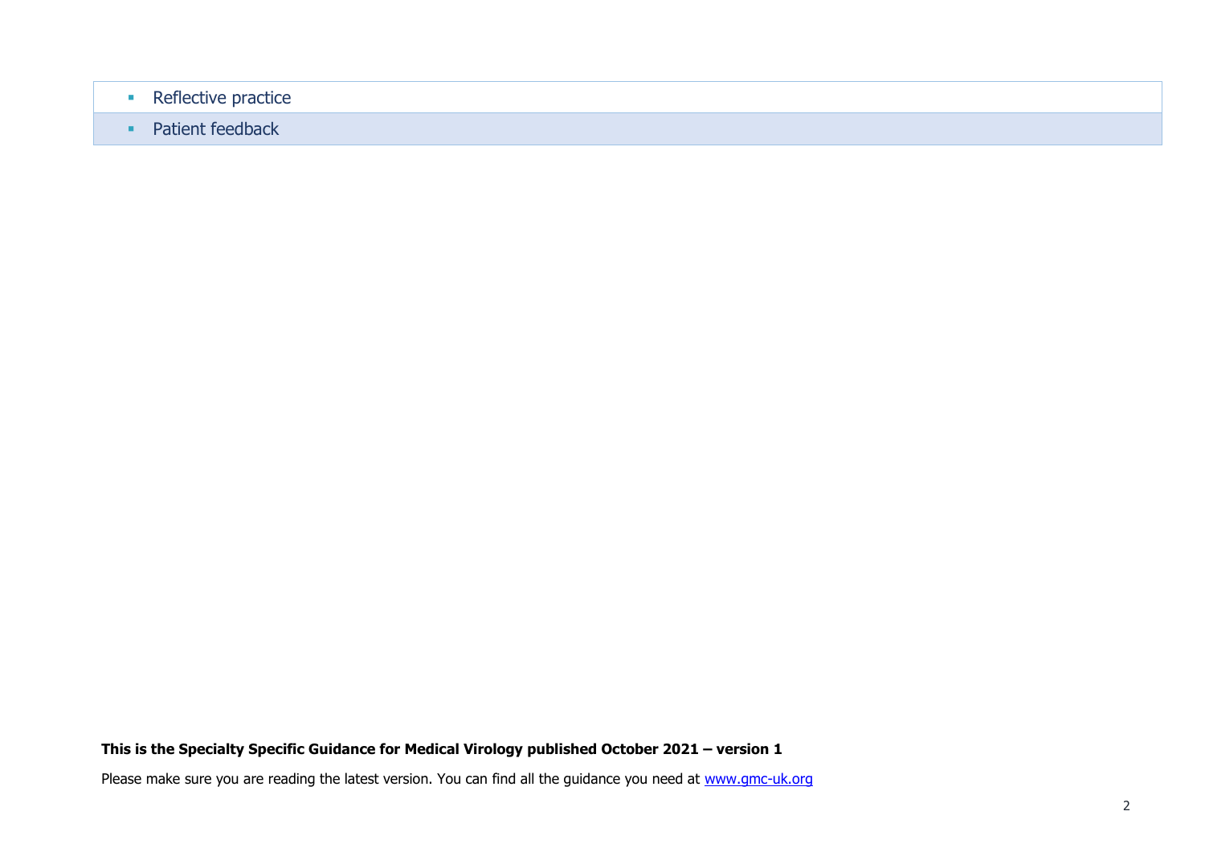| |
|---|
| ▪ Reflective practice |
| ▪ Patient feedback |

**This is the Specialty Specific Guidance for Medical Virology published October 2021 – version 1**

Please make sure you are reading the latest version. You can find all the guidance you need at [www.gmc-uk.org](www.gmc-uk.org)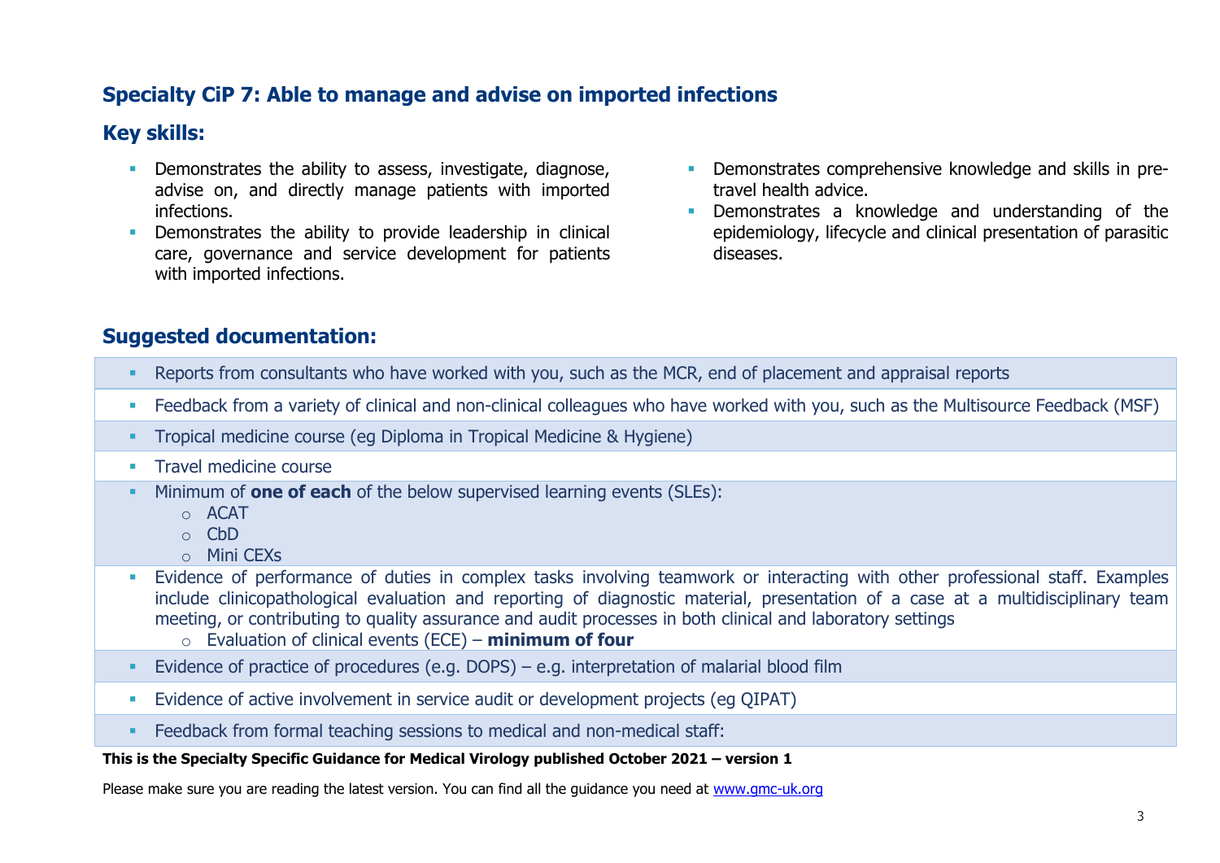## Specialty CiP 7: Able to manage and advise on imported infections

### Key skills:

- Demonstrates the ability to assess, investigate, diagnose, advise on, and directly manage patients with imported infections.
- Demonstrates the ability to provide leadership in clinical care, governance and service development for patients with imported infections.
- Demonstrates comprehensive knowledge and skills in pre-travel health advice.
- Demonstrates a knowledge and understanding of the epidemiology, lifecycle and clinical presentation of parasitic diseases.

### Suggested documentation:

- Reports from consultants who have worked with you, such as the MCR, end of placement and appraisal reports
- Feedback from a variety of clinical and non-clinical colleagues who have worked with you, such as the Multisource Feedback (MSF)
- Tropical medicine course (eg Diploma in Tropical Medicine & Hygiene)
- Travel medicine course
- Minimum of **one of each** of the below supervised learning events (SLEs):
  - ACAT
  - CbD
  - Mini CEXs
- Evidence of performance of duties in complex tasks involving teamwork or interacting with other professional staff. Examples include clinicopathological evaluation and reporting of diagnostic material, presentation of a case at a multidisciplinary team meeting, or contributing to quality assurance and audit processes in both clinical and laboratory settings
  - Evaluation of clinical events (ECE) – **minimum of four**
- Evidence of practice of procedures (e.g. DOPS) – e.g. interpretation of malarial blood film
- Evidence of active involvement in service audit or development projects (eg QIPAT)
- Feedback from formal teaching sessions to medical and non-medical staff:

**This is the Specialty Specific Guidance for Medical Virology published October 2021 – version 1**

Please make sure you are reading the latest version. You can find all the guidance you need at www.gmc-uk.org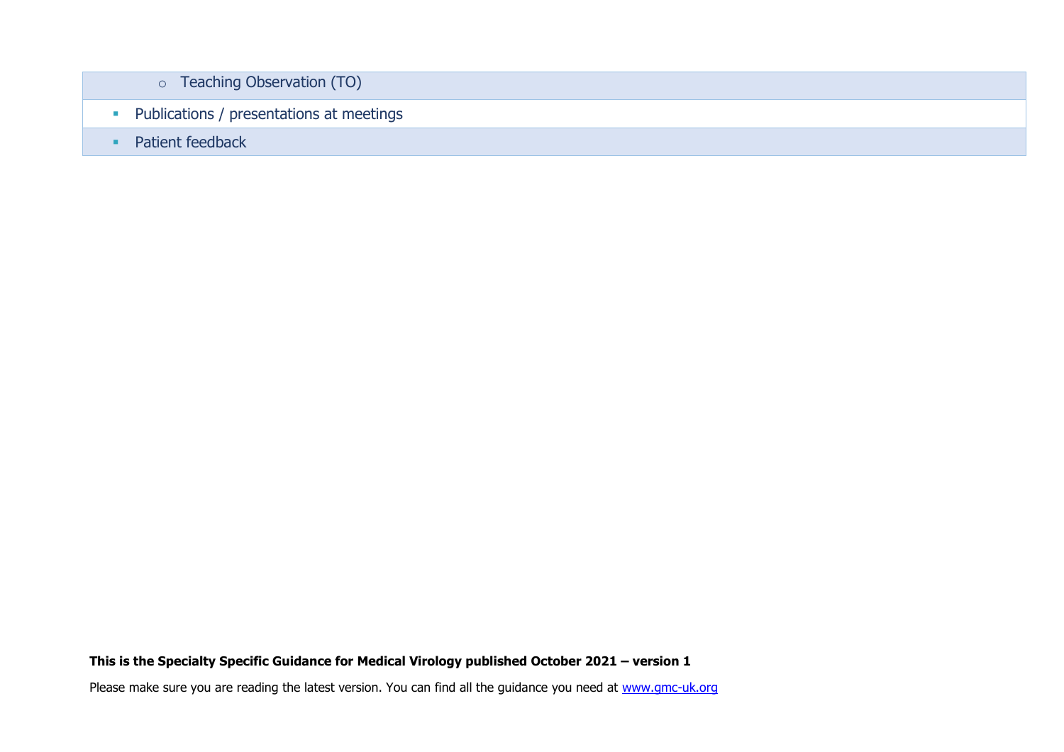- Teaching Observation (TO)
- Publications / presentations at meetings
- Patient feedback

**This is the Specialty Specific Guidance for Medical Virology published October 2021 – version 1**

Please make sure you are reading the latest version. You can find all the guidance you need at www.gmc-uk.org